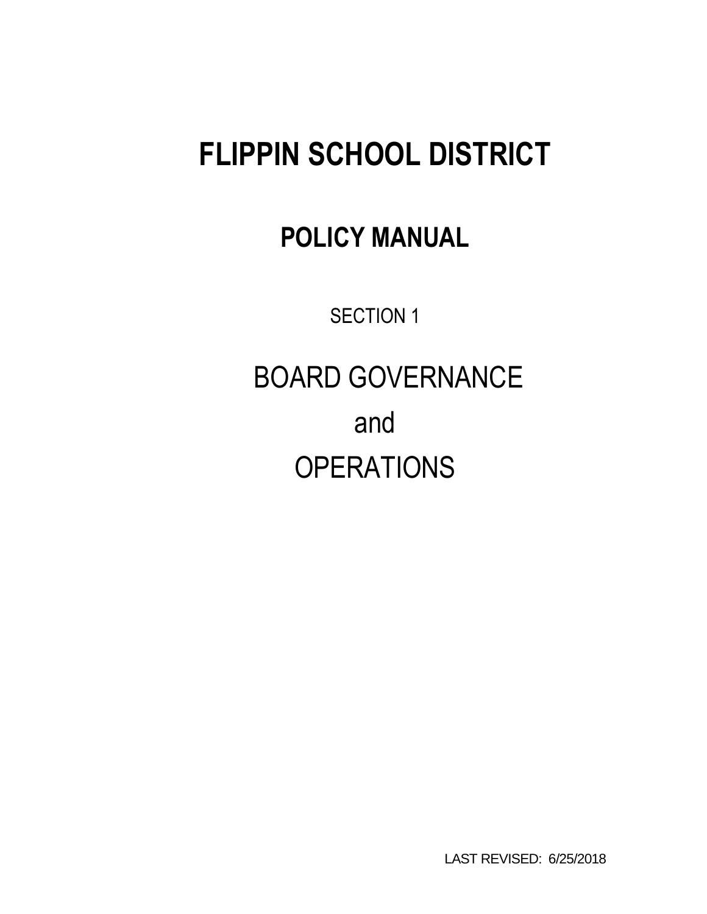# FLIPPIN SCHOOL DISTRICT

## POLICY MANUAL

SECTION 1

BOARD GOVERNANCE

and

OPERATIONS

LAST REVISED: 6/25/2018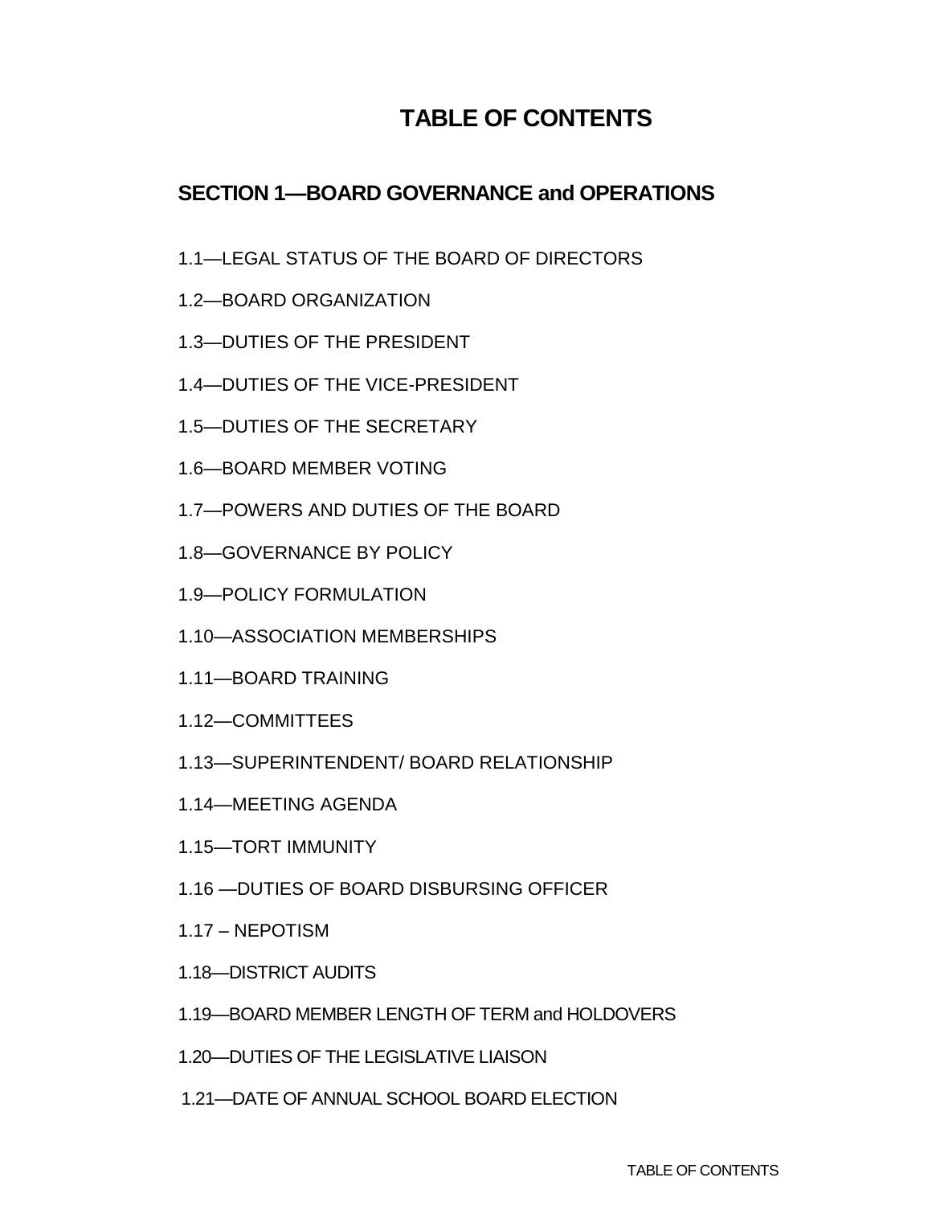# TABLE OF CONTENTS

## SECTION 1—BOARD GOVERNANCE and OPERATIONS

1.1—LEGAL STATUS OF THE BOARD OF DIRECTORS

1.2—BOARD ORGANIZATION

1.3—DUTIES OF THE PRESIDENT

1.4—DUTIES OF THE VICE-PRESIDENT

1.5—DUTIES OF THE SECRETARY

1.6—BOARD MEMBER VOTING

1.7—POWERS AND DUTIES OF THE BOARD

1.8—GOVERNANCE BY POLICY

1.9—POLICY FORMULATION

1.10—ASSOCIATION MEMBERSHIPS

1.11—BOARD TRAINING

1.12—COMMITTEES

1.13—SUPERINTENDENT/ BOARD RELATIONSHIP

1.14—MEETING AGENDA

1.15—TORT IMMUNITY

1.16 —DUTIES OF BOARD DISBURSING OFFICER

1.17 – NEPOTISM

1.18—DISTRICT AUDITS

1.19—BOARD MEMBER LENGTH OF TERM and HOLDOVERS

1.20—DUTIES OF THE LEGISLATIVE LIAISON

1.21—DATE OF ANNUAL SCHOOL BOARD ELECTION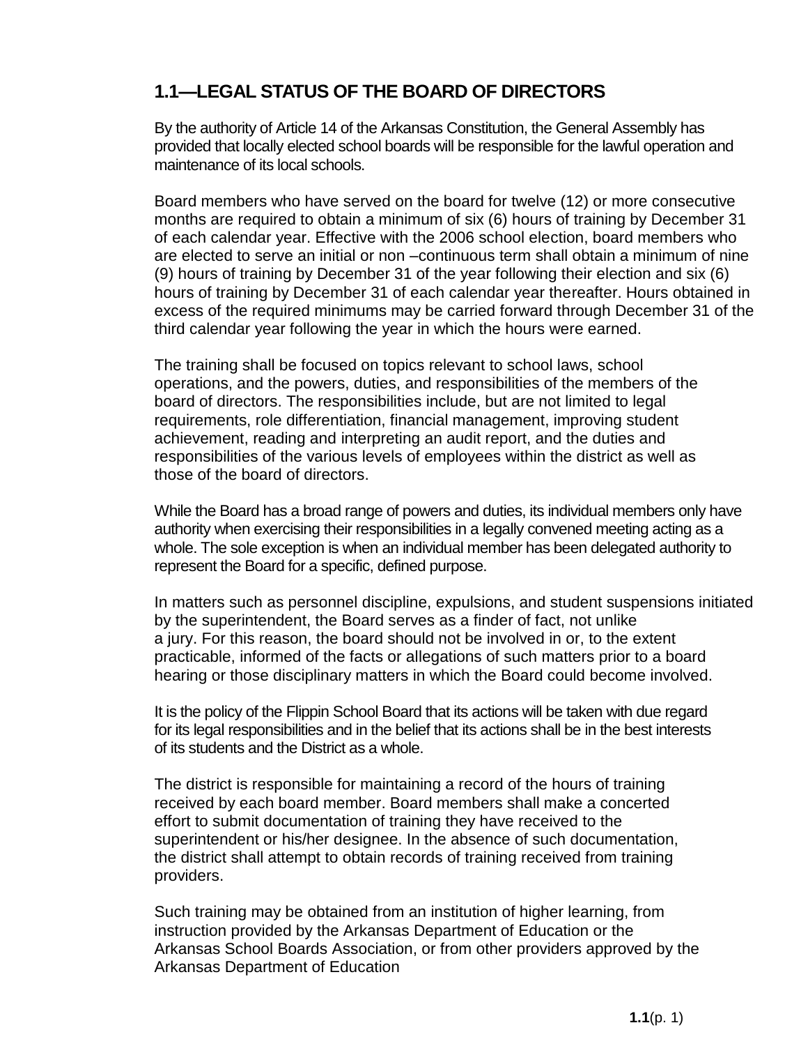## 1.1—LEGAL STATUS OF THE BOARD OF DIRECTORS

By the authority of Article 14 of the Arkansas Constitution, the General Assembly has provided that locally elected school boards will be responsible for the lawful operation and maintenance of its local schools.

Board members who have served on the board for twelve (12) or more consecutive months are required to obtain a minimum of six (6) hours of training by December 31 of each calendar year. Effective with the 2006 school election, board members who are elected to serve an initial or non –continuous term shall obtain a minimum of nine (9) hours of training by December 31 of the year following their election and six (6) hours of training by December 31 of each calendar year thereafter. Hours obtained in excess of the required minimums may be carried forward through December 31 of the third calendar year following the year in which the hours were earned.

The training shall be focused on topics relevant to school laws, school operations, and the powers, duties, and responsibilities of the members of the board of directors. The responsibilities include, but are not limited to legal requirements, role differentiation, financial management, improving student achievement, reading and interpreting an audit report, and the duties and responsibilities of the various levels of employees within the district as well as those of the board of directors.

While the Board has a broad range of powers and duties, its individual members only have authority when exercising their responsibilities in a legally convened meeting acting as a whole. The sole exception is when an individual member has been delegated authority to represent the Board for a specific, defined purpose.

In matters such as personnel discipline, expulsions, and student suspensions initiated by the superintendent, the Board serves as a finder of fact, not unlike a jury. For this reason, the board should not be involved in or, to the extent practicable, informed of the facts or allegations of such matters prior to a board hearing or those disciplinary matters in which the Board could become involved.

It is the policy of the Flippin School Board that its actions will be taken with due regard for its legal responsibilities and in the belief that its actions shall be in the best interests of its students and the District as a whole.

The district is responsible for maintaining a record of the hours of training received by each board member. Board members shall make a concerted effort to submit documentation of training they have received to the superintendent or his/her designee. In the absence of such documentation, the district shall attempt to obtain records of training received from training providers.

Such training may be obtained from an institution of higher learning, from instruction provided by the Arkansas Department of Education or the Arkansas School Boards Association, or from other providers approved by the Arkansas Department of Education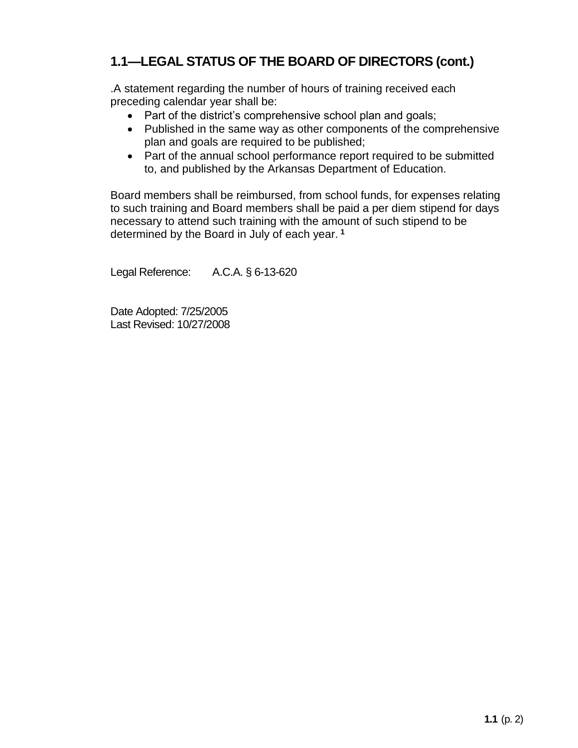## 1.1—LEGAL STATUS OF THE BOARD OF DIRECTORS (cont.)

.A statement regarding the number of hours of training received each preceding calendar year shall be:

- Part of the district's comprehensive school plan and goals;
- Published in the same way as other components of the comprehensive plan and goals are required to be published;
- Part of the annual school performance report required to be submitted to, and published by the Arkansas Department of Education.

Board members shall be reimbursed, from school funds, for expenses relating to such training and Board members shall be paid a per diem stipend for days necessary to attend such training with the amount of such stipend to be determined by the Board in July of each year. [1]

Legal Reference: A.C.A. § 6-13-620

Date Adopted: 7/25/2005
Last Revised: 10/27/2008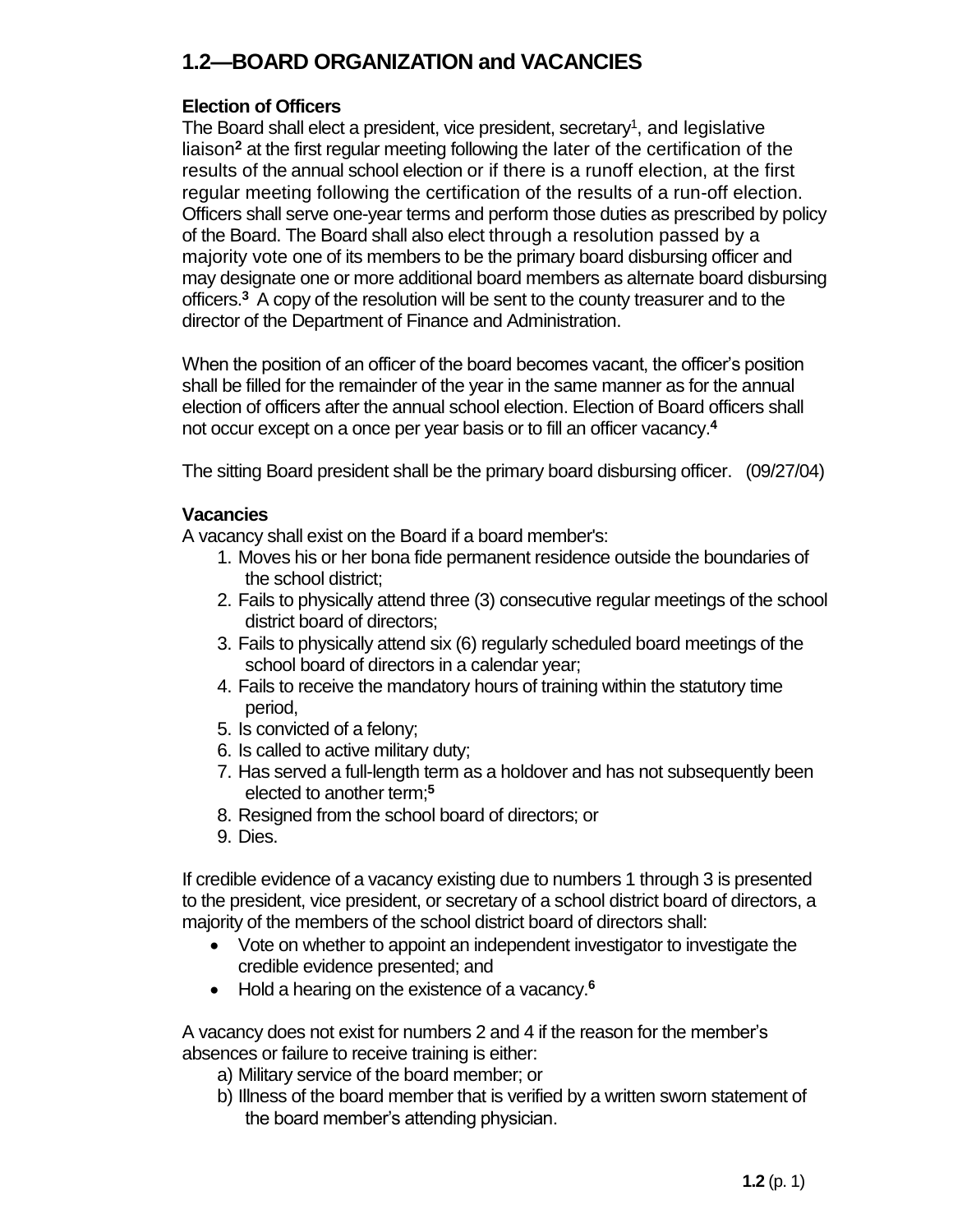## 1.2—BOARD ORGANIZATION and VACANCIES

### Election of Officers

The Board shall elect a president, vice president, secretary[1], and legislative liaison[2] at the first regular meeting following the later of the certification of the results of the annual school election or if there is a runoff election, at the first regular meeting following the certification of the results of a run-off election. Officers shall serve one-year terms and perform those duties as prescribed by policy of the Board. The Board shall also elect through a resolution passed by a majority vote one of its members to be the primary board disbursing officer and may designate one or more additional board members as alternate board disbursing officers.[3] A copy of the resolution will be sent to the county treasurer and to the director of the Department of Finance and Administration.

When the position of an officer of the board becomes vacant, the officer's position shall be filled for the remainder of the year in the same manner as for the annual election of officers after the annual school election. Election of Board officers shall not occur except on a once per year basis or to fill an officer vacancy.[4]

The sitting Board president shall be the primary board disbursing officer. (09/27/04)

### Vacancies

A vacancy shall exist on the Board if a board member's:

1. Moves his or her bona fide permanent residence outside the boundaries of the school district;
2. Fails to physically attend three (3) consecutive regular meetings of the school district board of directors;
3. Fails to physically attend six (6) regularly scheduled board meetings of the school board of directors in a calendar year;
4. Fails to receive the mandatory hours of training within the statutory time period,
5. Is convicted of a felony;
6. Is called to active military duty;
7. Has served a full-length term as a holdover and has not subsequently been elected to another term;[5]
8. Resigned from the school board of directors; or
9. Dies.

If credible evidence of a vacancy existing due to numbers 1 through 3 is presented to the president, vice president, or secretary of a school district board of directors, a majority of the members of the school district board of directors shall:

- Vote on whether to appoint an independent investigator to investigate the credible evidence presented; and
- Hold a hearing on the existence of a vacancy.[6]

A vacancy does not exist for numbers 2 and 4 if the reason for the member's absences or failure to receive training is either:

a) Military service of the board member; or
b) Illness of the board member that is verified by a written sworn statement of the board member's attending physician.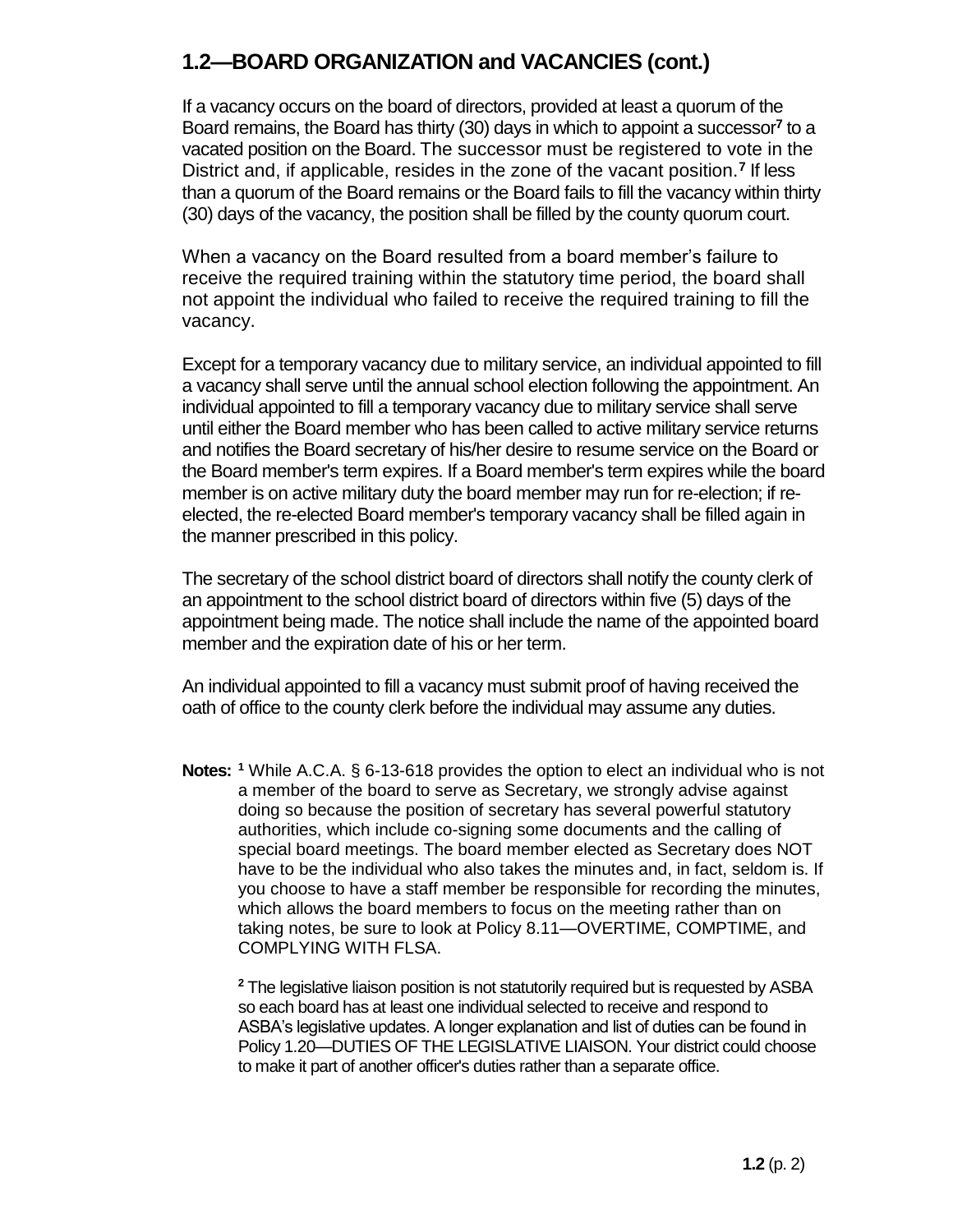## 1.2—BOARD ORGANIZATION and VACANCIES (cont.)

If a vacancy occurs on the board of directors, provided at least a quorum of the Board remains, the Board has thirty (30) days in which to appoint a successor[7] to a vacated position on the Board. The successor must be registered to vote in the District and, if applicable, resides in the zone of the vacant position.[7] If less than a quorum of the Board remains or the Board fails to fill the vacancy within thirty (30) days of the vacancy, the position shall be filled by the county quorum court.

When a vacancy on the Board resulted from a board member's failure to receive the required training within the statutory time period, the board shall not appoint the individual who failed to receive the required training to fill the vacancy.

Except for a temporary vacancy due to military service, an individual appointed to fill a vacancy shall serve until the annual school election following the appointment. An individual appointed to fill a temporary vacancy due to military service shall serve until either the Board member who has been called to active military service returns and notifies the Board secretary of his/her desire to resume service on the Board or the Board member's term expires. If a Board member's term expires while the board member is on active military duty the board member may run for re-election; if re-elected, the re-elected Board member's temporary vacancy shall be filled again in the manner prescribed in this policy.

The secretary of the school district board of directors shall notify the county clerk of an appointment to the school district board of directors within five (5) days of the appointment being made. The notice shall include the name of the appointed board member and the expiration date of his or her term.

An individual appointed to fill a vacancy must submit proof of having received the oath of office to the county clerk before the individual may assume any duties.

**Notes:** [1] While A.C.A. § 6-13-618 provides the option to elect an individual who is not a member of the board to serve as Secretary, we strongly advise against doing so because the position of secretary has several powerful statutory authorities, which include co-signing some documents and the calling of special board meetings. The board member elected as Secretary does NOT have to be the individual who also takes the minutes and, in fact, seldom is. If you choose to have a staff member be responsible for recording the minutes, which allows the board members to focus on the meeting rather than on taking notes, be sure to look at Policy 8.11—OVERTIME, COMPTIME, and COMPLYING WITH FLSA.

[2] The legislative liaison position is not statutorily required but is requested by ASBA so each board has at least one individual selected to receive and respond to ASBA's legislative updates. A longer explanation and list of duties can be found in Policy 1.20—DUTIES OF THE LEGISLATIVE LIAISON. Your district could choose to make it part of another officer's duties rather than a separate office.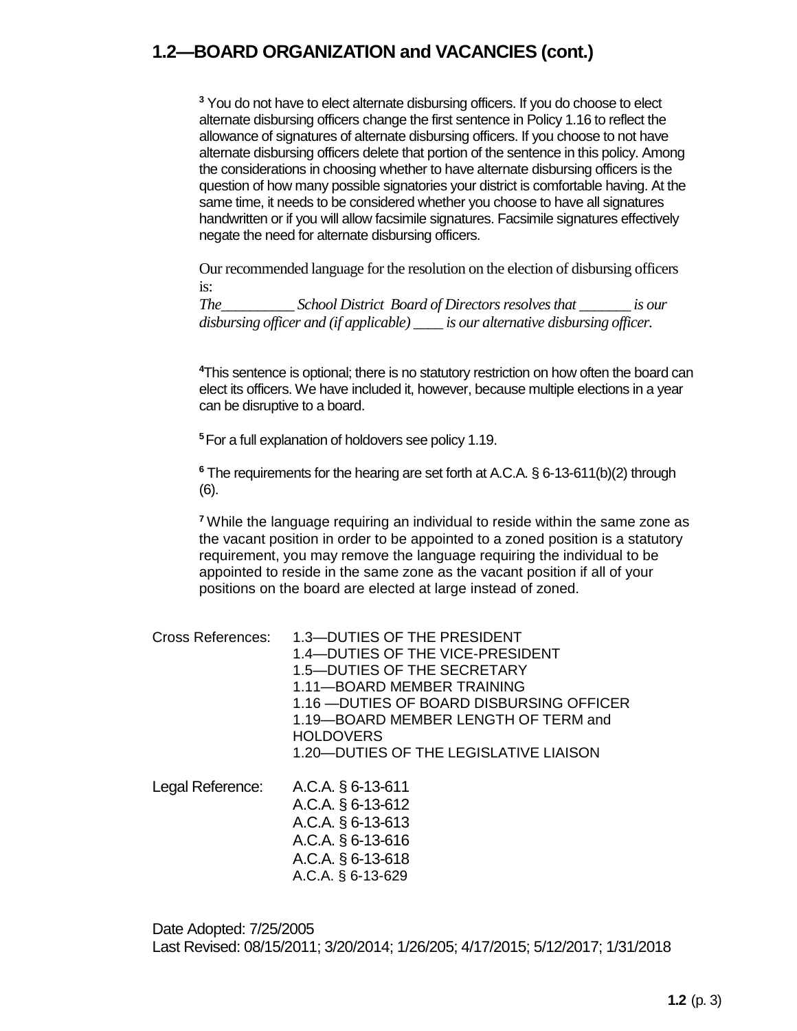## 1.2—BOARD ORGANIZATION and VACANCIES (cont.)

[3] You do not have to elect alternate disbursing officers. If you do choose to elect alternate disbursing officers change the first sentence in Policy 1.16 to reflect the allowance of signatures of alternate disbursing officers. If you choose to not have alternate disbursing officers delete that portion of the sentence in this policy. Among the considerations in choosing whether to have alternate disbursing officers is the question of how many possible signatories your district is comfortable having. At the same time, it needs to be considered whether you choose to have all signatures handwritten or if you will allow facsimile signatures. Facsimile signatures effectively negate the need for alternate disbursing officers.

Our recommended language for the resolution on the election of disbursing officers is:
*The__________ School District Board of Directors resolves that _______ is our disbursing officer and (if applicable) ____ is our alternative disbursing officer.*

[4]This sentence is optional; there is no statutory restriction on how often the board can elect its officers. We have included it, however, because multiple elections in a year can be disruptive to a board.

[5] For a full explanation of holdovers see policy 1.19.

[6] The requirements for the hearing are set forth at A.C.A. § 6-13-611(b)(2) through (6).

[7] While the language requiring an individual to reside within the same zone as the vacant position in order to be appointed to a zoned position is a statutory requirement, you may remove the language requiring the individual to be appointed to reside in the same zone as the vacant position if all of your positions on the board are elected at large instead of zoned.

Cross References:
1.3—DUTIES OF THE PRESIDENT
1.4—DUTIES OF THE VICE-PRESIDENT
1.5—DUTIES OF THE SECRETARY
1.11—BOARD MEMBER TRAINING
1.16 —DUTIES OF BOARD DISBURSING OFFICER
1.19—BOARD MEMBER LENGTH OF TERM and HOLDOVERS
1.20—DUTIES OF THE LEGISLATIVE LIAISON

Legal Reference:
A.C.A. § 6-13-611
A.C.A. § 6-13-612
A.C.A. § 6-13-613
A.C.A. § 6-13-616
A.C.A. § 6-13-618
A.C.A. § 6-13-629

Date Adopted: 7/25/2005
Last Revised: 08/15/2011; 3/20/2014; 1/26/205; 4/17/2015; 5/12/2017; 1/31/2018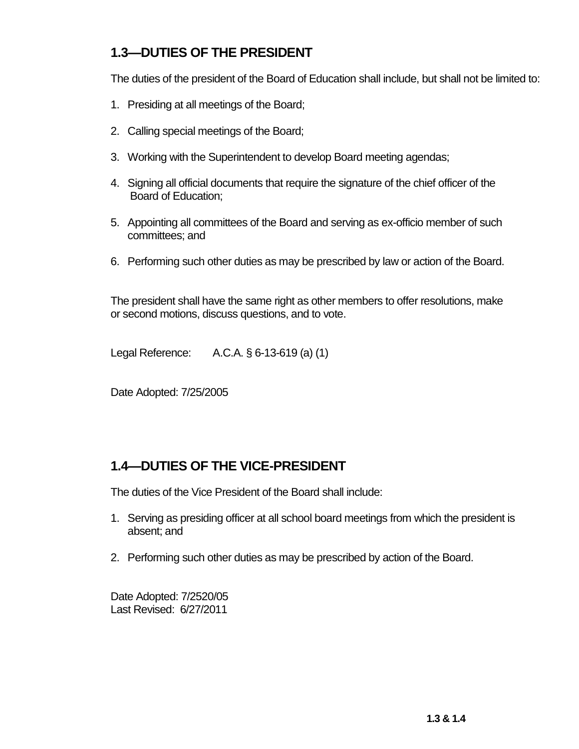## 1.3—DUTIES OF THE PRESIDENT

The duties of the president of the Board of Education shall include, but shall not be limited to:

1. Presiding at all meetings of the Board;
2. Calling special meetings of the Board;
3. Working with the Superintendent to develop Board meeting agendas;
4. Signing all official documents that require the signature of the chief officer of the Board of Education;
5. Appointing all committees of the Board and serving as ex-officio member of such committees; and
6. Performing such other duties as may be prescribed by law or action of the Board.

The president shall have the same right as other members to offer resolutions, make or second motions, discuss questions, and to vote.

Legal Reference: A.C.A. § 6-13-619 (a) (1)

Date Adopted: 7/25/2005

## 1.4—DUTIES OF THE VICE-PRESIDENT

The duties of the Vice President of the Board shall include:

1. Serving as presiding officer at all school board meetings from which the president is absent; and
2. Performing such other duties as may be prescribed by action of the Board.

Date Adopted: 7/2520/05
Last Revised: 6/27/2011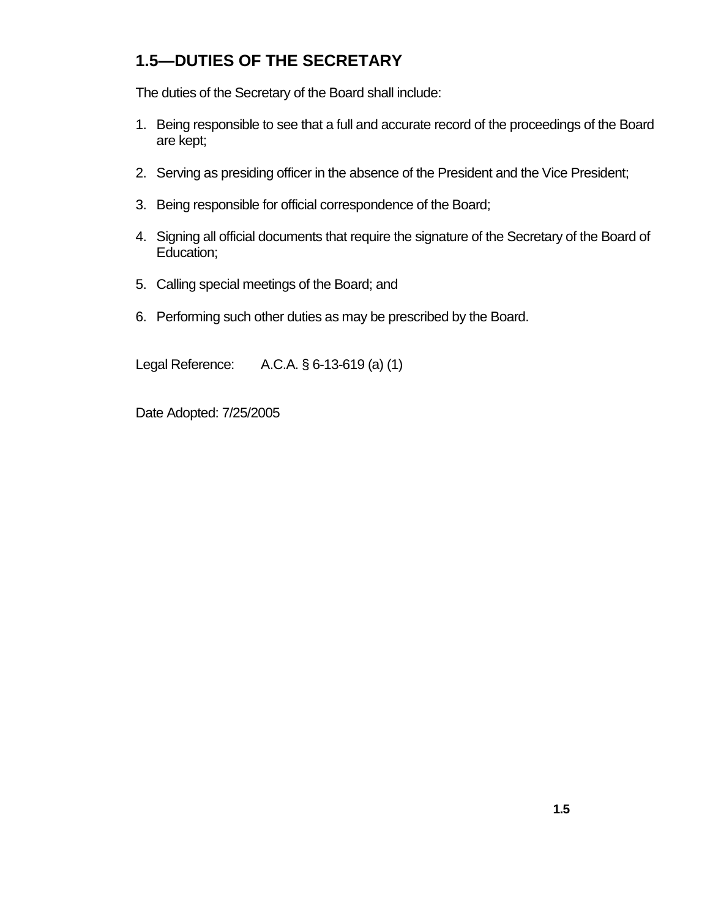## 1.5—DUTIES OF THE SECRETARY

The duties of the Secretary of the Board shall include:

1. Being responsible to see that a full and accurate record of the proceedings of the Board are kept;

2. Serving as presiding officer in the absence of the President and the Vice President;

3. Being responsible for official correspondence of the Board;

4. Signing all official documents that require the signature of the Secretary of the Board of Education;

5. Calling special meetings of the Board; and

6. Performing such other duties as may be prescribed by the Board.

Legal Reference: A.C.A. § 6-13-619 (a) (1)

Date Adopted: 7/25/2005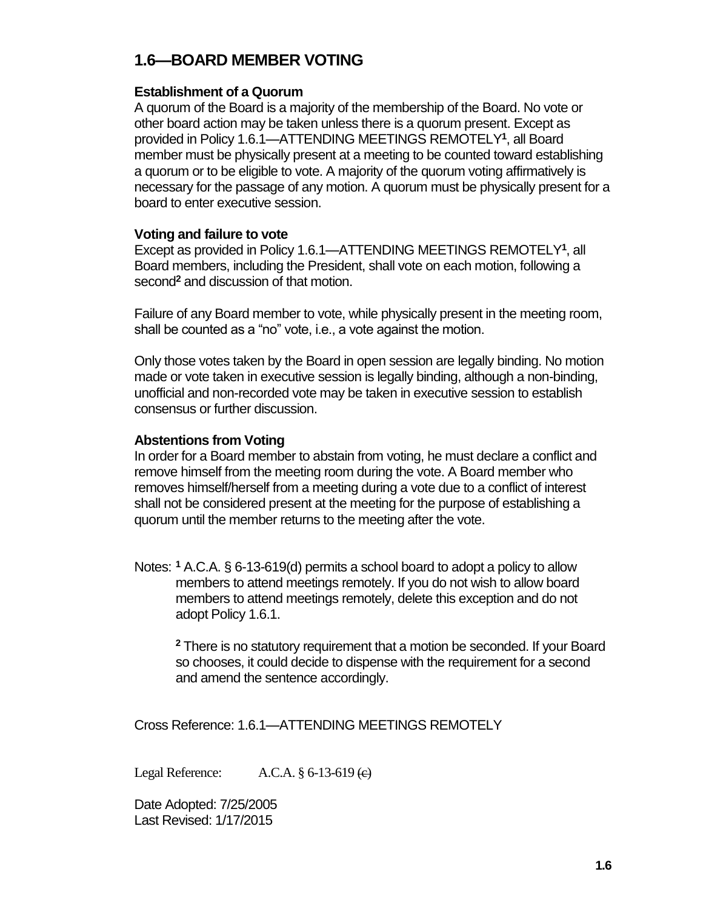# 1.6—BOARD MEMBER VOTING

**Establishment of a Quorum**

A quorum of the Board is a majority of the membership of the Board. No vote or other board action may be taken unless there is a quorum present. Except as provided in Policy 1.6.1—ATTENDING MEETINGS REMOTELY[1], all Board member must be physically present at a meeting to be counted toward establishing a quorum or to be eligible to vote. A majority of the quorum voting affirmatively is necessary for the passage of any motion. A quorum must be physically present for a board to enter executive session.

**Voting and failure to vote**

Except as provided in Policy 1.6.1—ATTENDING MEETINGS REMOTELY[1], all Board members, including the President, shall vote on each motion, following a second[2] and discussion of that motion.

Failure of any Board member to vote, while physically present in the meeting room, shall be counted as a "no" vote, i.e., a vote against the motion.

Only those votes taken by the Board in open session are legally binding. No motion made or vote taken in executive session is legally binding, although a non-binding, unofficial and non-recorded vote may be taken in executive session to establish consensus or further discussion.

**Abstentions from Voting**

In order for a Board member to abstain from voting, he must declare a conflict and remove himself from the meeting room during the vote. A Board member who removes himself/herself from a meeting during a vote due to a conflict of interest shall not be considered present at the meeting for the purpose of establishing a quorum until the member returns to the meeting after the vote.

Notes: [1] A.C.A. § 6-13-619(d) permits a school board to adopt a policy to allow members to attend meetings remotely. If you do not wish to allow board members to attend meetings remotely, delete this exception and do not adopt Policy 1.6.1.

[2] There is no statutory requirement that a motion be seconded. If your Board so chooses, it could decide to dispense with the requirement for a second and amend the sentence accordingly.

Cross Reference: 1.6.1—ATTENDING MEETINGS REMOTELY

Legal Reference: A.C.A. § 6-13-619 ~~(c)~~

Date Adopted: 7/25/2005

Last Revised: 1/17/2015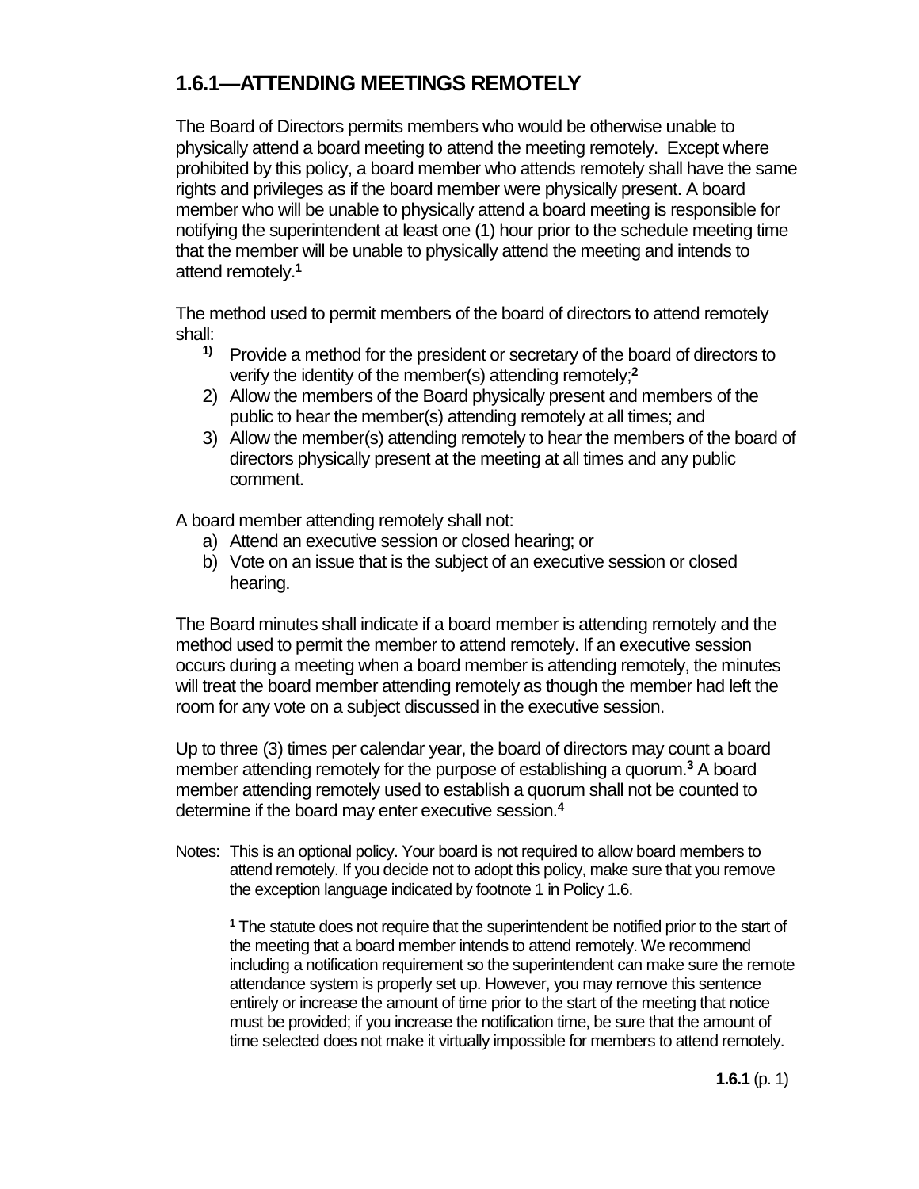## 1.6.1—ATTENDING MEETINGS REMOTELY

The Board of Directors permits members who would be otherwise unable to physically attend a board meeting to attend the meeting remotely. Except where prohibited by this policy, a board member who attends remotely shall have the same rights and privileges as if the board member were physically present. A board member who will be unable to physically attend a board meeting is responsible for notifying the superintendent at least one (1) hour prior to the schedule meeting time that the member will be unable to physically attend the meeting and intends to attend remotely.[1]

The method used to permit members of the board of directors to attend remotely shall:

1) Provide a method for the president or secretary of the board of directors to verify the identity of the member(s) attending remotely;[2]
2) Allow the members of the Board physically present and members of the public to hear the member(s) attending remotely at all times; and
3) Allow the member(s) attending remotely to hear the members of the board of directors physically present at the meeting at all times and any public comment.

A board member attending remotely shall not:

a) Attend an executive session or closed hearing; or
b) Vote on an issue that is the subject of an executive session or closed hearing.

The Board minutes shall indicate if a board member is attending remotely and the method used to permit the member to attend remotely. If an executive session occurs during a meeting when a board member is attending remotely, the minutes will treat the board member attending remotely as though the member had left the room for any vote on a subject discussed in the executive session.

Up to three (3) times per calendar year, the board of directors may count a board member attending remotely for the purpose of establishing a quorum.[3] A board member attending remotely used to establish a quorum shall not be counted to determine if the board may enter executive session.[4]

Notes: This is an optional policy. Your board is not required to allow board members to attend remotely. If you decide not to adopt this policy, make sure that you remove the exception language indicated by footnote 1 in Policy 1.6.

[1] The statute does not require that the superintendent be notified prior to the start of the meeting that a board member intends to attend remotely. We recommend including a notification requirement so the superintendent can make sure the remote attendance system is properly set up. However, you may remove this sentence entirely or increase the amount of time prior to the start of the meeting that notice must be provided; if you increase the notification time, be sure that the amount of time selected does not make it virtually impossible for members to attend remotely.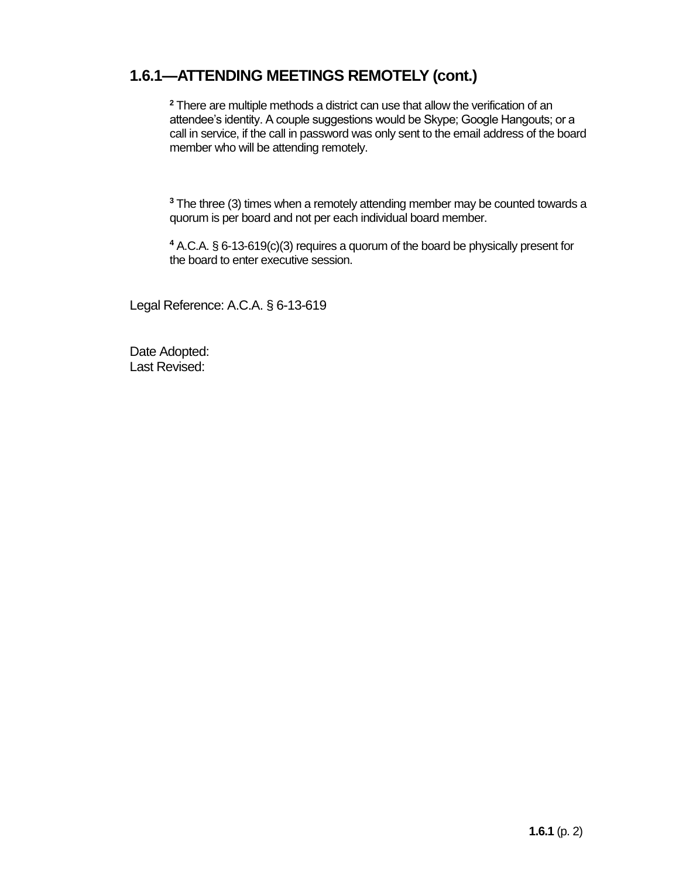## 1.6.1—ATTENDING MEETINGS REMOTELY (cont.)

[2] There are multiple methods a district can use that allow the verification of an attendee's identity. A couple suggestions would be Skype; Google Hangouts; or a call in service, if the call in password was only sent to the email address of the board member who will be attending remotely.

[3] The three (3) times when a remotely attending member may be counted towards a quorum is per board and not per each individual board member.

[4] A.C.A. § 6-13-619(c)(3) requires a quorum of the board be physically present for the board to enter executive session.

Legal Reference: A.C.A. § 6-13-619

Date Adopted:
Last Revised: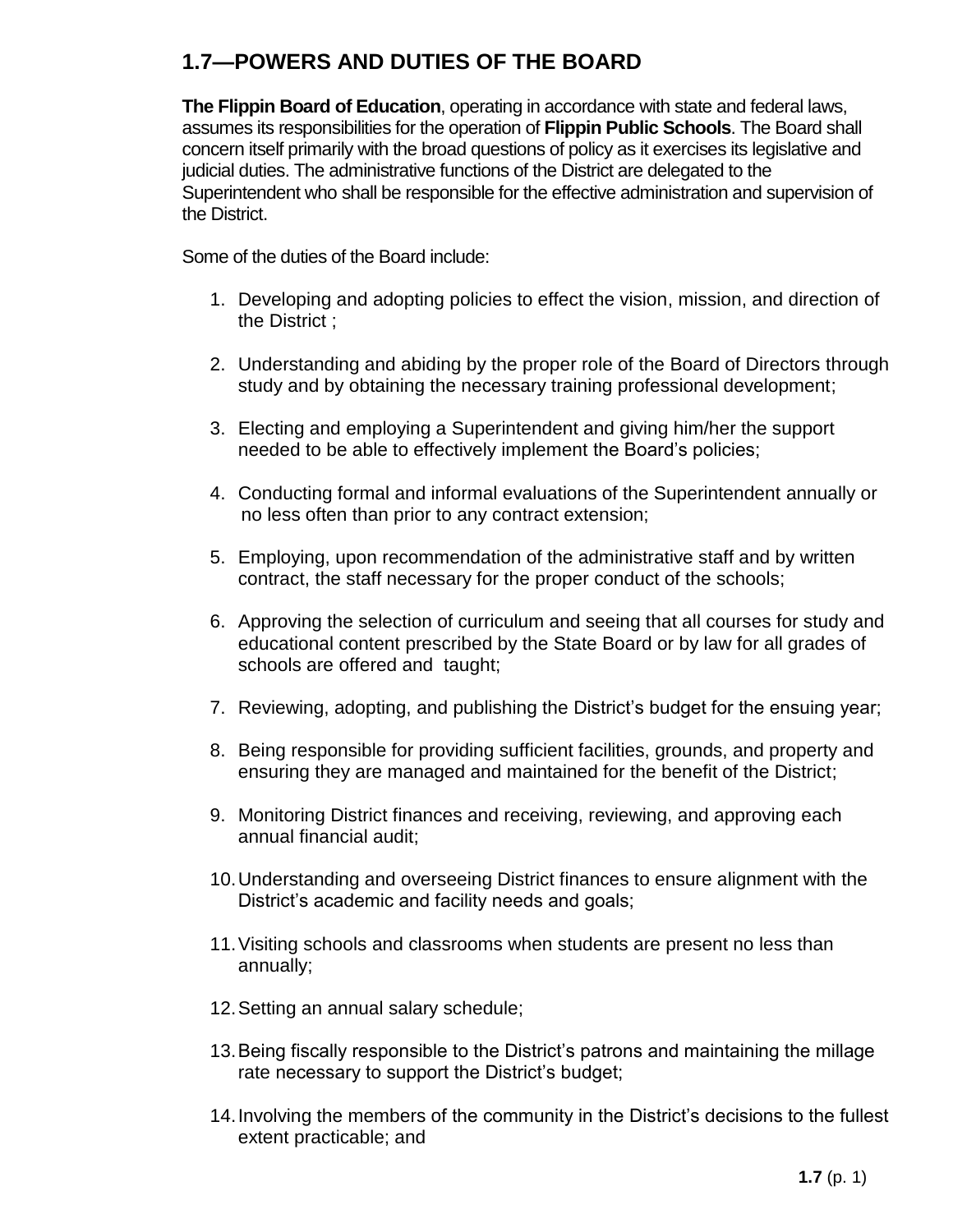## 1.7—POWERS AND DUTIES OF THE BOARD

**The Flippin Board of Education**, operating in accordance with state and federal laws, assumes its responsibilities for the operation of **Flippin Public Schools**. The Board shall concern itself primarily with the broad questions of policy as it exercises its legislative and judicial duties. The administrative functions of the District are delegated to the Superintendent who shall be responsible for the effective administration and supervision of the District.

Some of the duties of the Board include:

1. Developing and adopting policies to effect the vision, mission, and direction of the District ;
2. Understanding and abiding by the proper role of the Board of Directors through study and by obtaining the necessary training professional development;
3. Electing and employing a Superintendent and giving him/her the support needed to be able to effectively implement the Board's policies;
4. Conducting formal and informal evaluations of the Superintendent annually or no less often than prior to any contract extension;
5. Employing, upon recommendation of the administrative staff and by written contract, the staff necessary for the proper conduct of the schools;
6. Approving the selection of curriculum and seeing that all courses for study and educational content prescribed by the State Board or by law for all grades of schools are offered and taught;
7. Reviewing, adopting, and publishing the District's budget for the ensuing year;
8. Being responsible for providing sufficient facilities, grounds, and property and ensuring they are managed and maintained for the benefit of the District;
9. Monitoring District finances and receiving, reviewing, and approving each annual financial audit;
10. Understanding and overseeing District finances to ensure alignment with the District's academic and facility needs and goals;
11. Visiting schools and classrooms when students are present no less than annually;
12. Setting an annual salary schedule;
13. Being fiscally responsible to the District's patrons and maintaining the millage rate necessary to support the District's budget;
14. Involving the members of the community in the District's decisions to the fullest extent practicable; and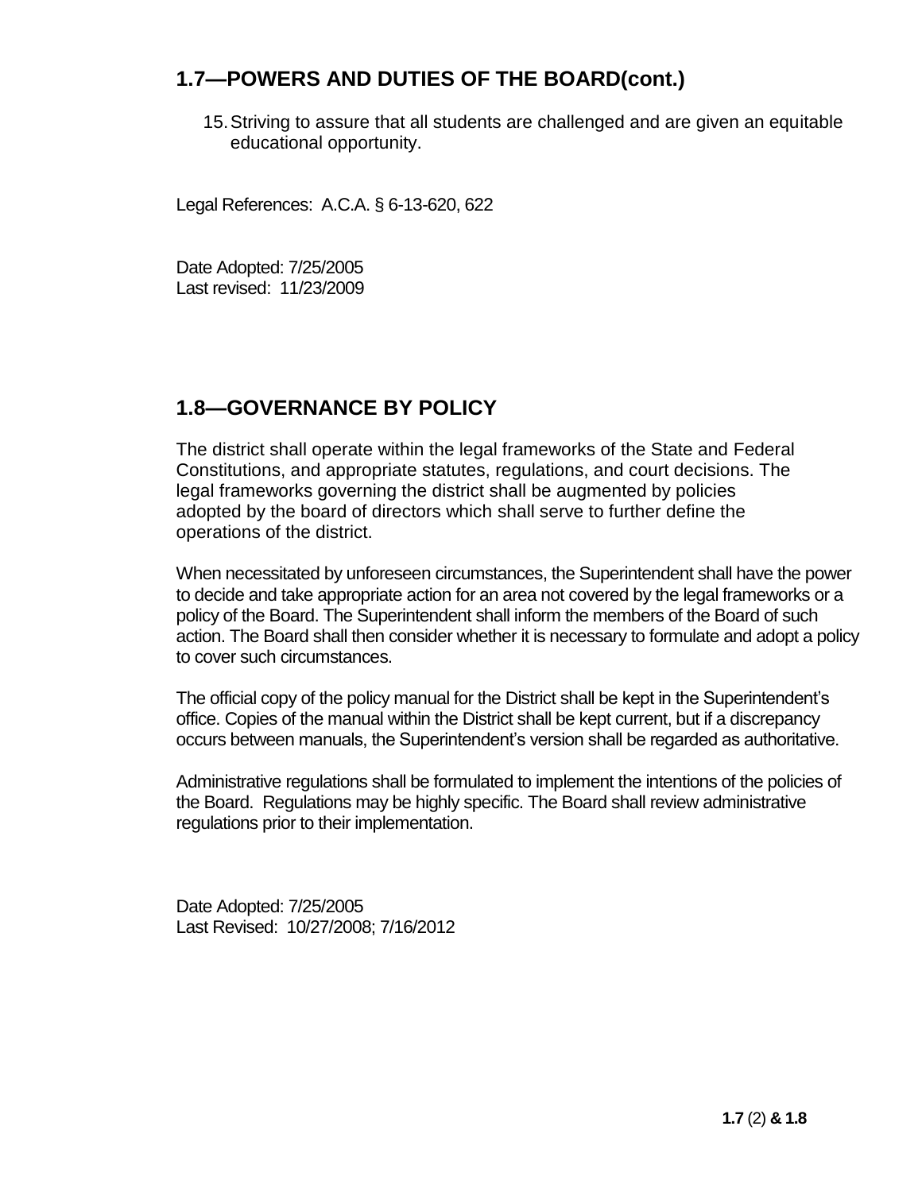## 1.7—POWERS AND DUTIES OF THE BOARD(cont.)

15. Striving to assure that all students are challenged and are given an equitable educational opportunity.

Legal References: A.C.A. § 6-13-620, 622

Date Adopted: 7/25/2005
Last revised: 11/23/2009

## 1.8—GOVERNANCE BY POLICY

The district shall operate within the legal frameworks of the State and Federal Constitutions, and appropriate statutes, regulations, and court decisions. The legal frameworks governing the district shall be augmented by policies adopted by the board of directors which shall serve to further define the operations of the district.

When necessitated by unforeseen circumstances, the Superintendent shall have the power to decide and take appropriate action for an area not covered by the legal frameworks or a policy of the Board. The Superintendent shall inform the members of the Board of such action. The Board shall then consider whether it is necessary to formulate and adopt a policy to cover such circumstances.

The official copy of the policy manual for the District shall be kept in the Superintendent's office. Copies of the manual within the District shall be kept current, but if a discrepancy occurs between manuals, the Superintendent's version shall be regarded as authoritative.

Administrative regulations shall be formulated to implement the intentions of the policies of the Board. Regulations may be highly specific. The Board shall review administrative regulations prior to their implementation.

Date Adopted: 7/25/2005
Last Revised: 10/27/2008; 7/16/2012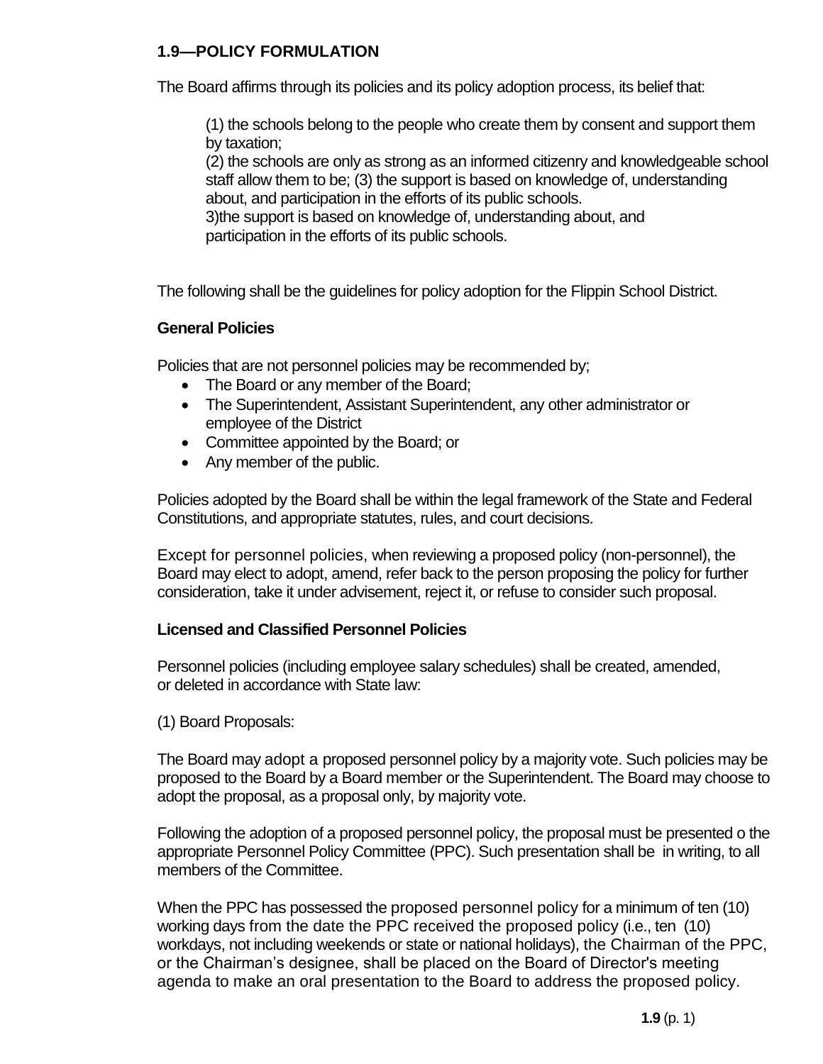## 1.9—POLICY FORMULATION

The Board affirms through its policies and its policy adoption process, its belief that:

(1) the schools belong to the people who create them by consent and support them by taxation;
(2) the schools are only as strong as an informed citizenry and knowledgeable school staff allow them to be; (3) the support is based on knowledge of, understanding about, and participation in the efforts of its public schools.
3)the support is based on knowledge of, understanding about, and participation in the efforts of its public schools.

The following shall be the guidelines for policy adoption for the Flippin School District.

### General Policies

Policies that are not personnel policies may be recommended by;

- The Board or any member of the Board;
- The Superintendent, Assistant Superintendent, any other administrator or employee of the District
- Committee appointed by the Board; or
- Any member of the public.

Policies adopted by the Board shall be within the legal framework of the State and Federal Constitutions, and appropriate statutes, rules, and court decisions.

Except for personnel policies, when reviewing a proposed policy (non-personnel), the Board may elect to adopt, amend, refer back to the person proposing the policy for further consideration, take it under advisement, reject it, or refuse to consider such proposal.

### Licensed and Classified Personnel Policies

Personnel policies (including employee salary schedules) shall be created, amended, or deleted in accordance with State law:

(1) Board Proposals:

The Board may adopt a proposed personnel policy by a majority vote. Such policies may be proposed to the Board by a Board member or the Superintendent. The Board may choose to adopt the proposal, as a proposal only, by majority vote.

Following the adoption of a proposed personnel policy, the proposal must be presented o the appropriate Personnel Policy Committee (PPC). Such presentation shall be in writing, to all members of the Committee.

When the PPC has possessed the proposed personnel policy for a minimum of ten (10) working days from the date the PPC received the proposed policy (i.e., ten (10) workdays, not including weekends or state or national holidays), the Chairman of the PPC, or the Chairman's designee, shall be placed on the Board of Director's meeting agenda to make an oral presentation to the Board to address the proposed policy.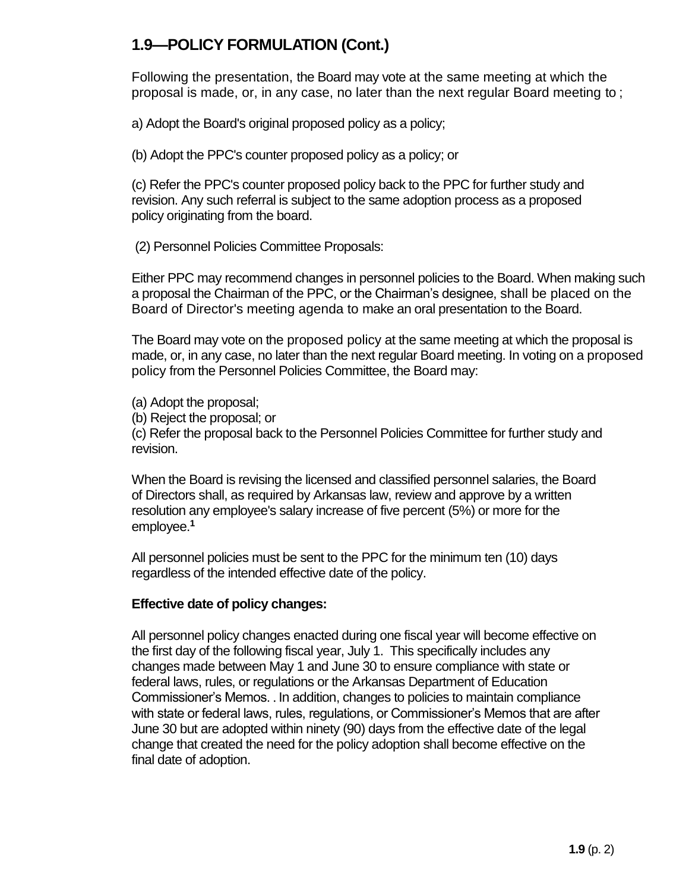## 1.9—POLICY FORMULATION (Cont.)

Following the presentation, the Board may vote at the same meeting at which the proposal is made, or, in any case, no later than the next regular Board meeting to ;

a) Adopt the Board's original proposed policy as a policy;

(b) Adopt the PPC's counter proposed policy as a policy; or

(c) Refer the PPC's counter proposed policy back to the PPC for further study and revision. Any such referral is subject to the same adoption process as a proposed policy originating from the board.

(2) Personnel Policies Committee Proposals:

Either PPC may recommend changes in personnel policies to the Board. When making such a proposal the Chairman of the PPC, or the Chairman's designee, shall be placed on the Board of Director's meeting agenda to make an oral presentation to the Board.

The Board may vote on the proposed policy at the same meeting at which the proposal is made, or, in any case, no later than the next regular Board meeting. In voting on a proposed policy from the Personnel Policies Committee, the Board may:

(a) Adopt the proposal;
(b) Reject the proposal; or
(c) Refer the proposal back to the Personnel Policies Committee for further study and revision.

When the Board is revising the licensed and classified personnel salaries, the Board of Directors shall, as required by Arkansas law, review and approve by a written resolution any employee's salary increase of five percent (5%) or more for the employee.[1]

All personnel policies must be sent to the PPC for the minimum ten (10) days regardless of the intended effective date of the policy.

**Effective date of policy changes:**

All personnel policy changes enacted during one fiscal year will become effective on the first day of the following fiscal year, July 1. This specifically includes any changes made between May 1 and June 30 to ensure compliance with state or federal laws, rules, or regulations or the Arkansas Department of Education Commissioner's Memos. . In addition, changes to policies to maintain compliance with state or federal laws, rules, regulations, or Commissioner's Memos that are after June 30 but are adopted within ninety (90) days from the effective date of the legal change that created the need for the policy adoption shall become effective on the final date of adoption.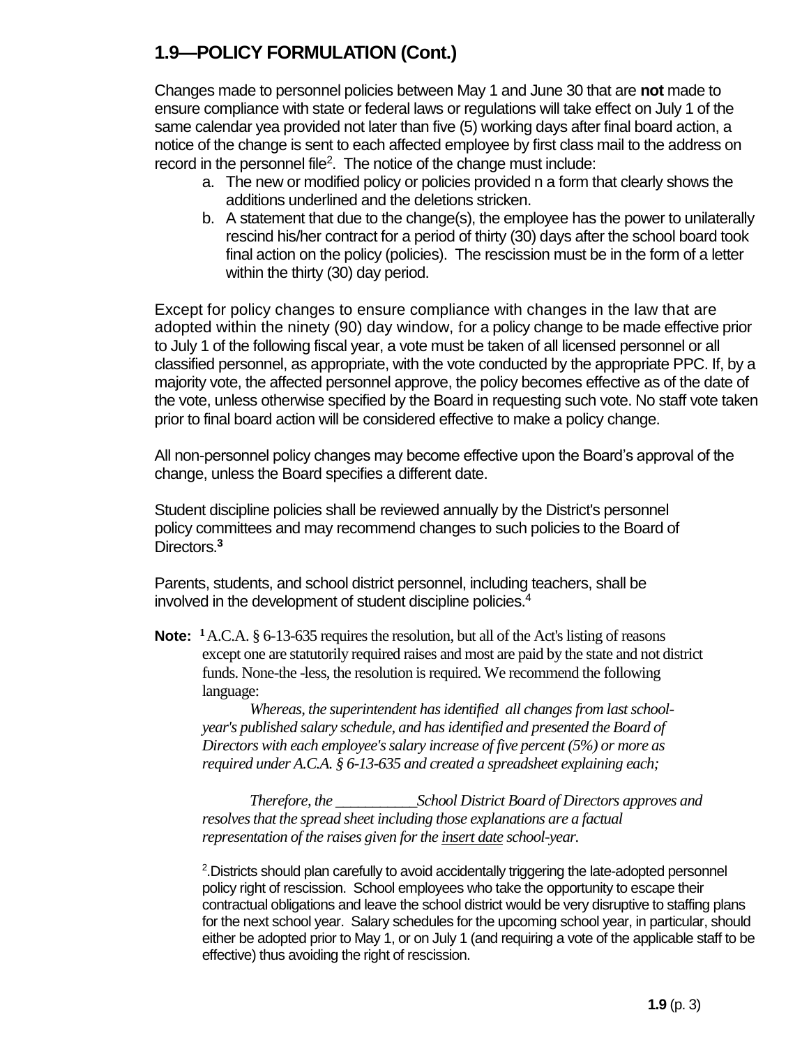## 1.9—POLICY FORMULATION (Cont.)

Changes made to personnel policies between May 1 and June 30 that are **not** made to ensure compliance with state or federal laws or regulations will take effect on July 1 of the same calendar yea provided not later than five (5) working days after final board action, a notice of the change is sent to each affected employee by first class mail to the address on record in the personnel file[2]. The notice of the change must include:

a. The new or modified policy or policies provided n a form that clearly shows the additions underlined and the deletions stricken.
b. A statement that due to the change(s), the employee has the power to unilaterally rescind his/her contract for a period of thirty (30) days after the school board took final action on the policy (policies). The rescission must be in the form of a letter within the thirty (30) day period.

Except for policy changes to ensure compliance with changes in the law that are adopted within the ninety (90) day window, for a policy change to be made effective prior to July 1 of the following fiscal year, a vote must be taken of all licensed personnel or all classified personnel, as appropriate, with the vote conducted by the appropriate PPC. If, by a majority vote, the affected personnel approve, the policy becomes effective as of the date of the vote, unless otherwise specified by the Board in requesting such vote. No staff vote taken prior to final board action will be considered effective to make a policy change.

All non-personnel policy changes may become effective upon the Board's approval of the change, unless the Board specifies a different date.

Student discipline policies shall be reviewed annually by the District's personnel policy committees and may recommend changes to such policies to the Board of Directors.[3]

Parents, students, and school district personnel, including teachers, shall be involved in the development of student discipline policies.[4]

**Note:** [1] A.C.A. § 6-13-635 requires the resolution, but all of the Act's listing of reasons except one are statutorily required raises and most are paid by the state and not district funds. None-the -less, the resolution is required. We recommend the following language:

*Whereas, the superintendent has identified all changes from last school-year's published salary schedule, and has identified and presented the Board of Directors with each employee's salary increase of five percent (5%) or more as required under A.C.A. § 6-13-635 and created a spreadsheet explaining each;*

*Therefore, the ___________School District Board of Directors approves and resolves that the spread sheet including those explanations are a factual representation of the raises given for the <u>insert date</u> school-year.*

[2] Districts should plan carefully to avoid accidentally triggering the late-adopted personnel policy right of rescission. School employees who take the opportunity to escape their contractual obligations and leave the school district would be very disruptive to staffing plans for the next school year. Salary schedules for the upcoming school year, in particular, should either be adopted prior to May 1, or on July 1 (and requiring a vote of the applicable staff to be effective) thus avoiding the right of rescission.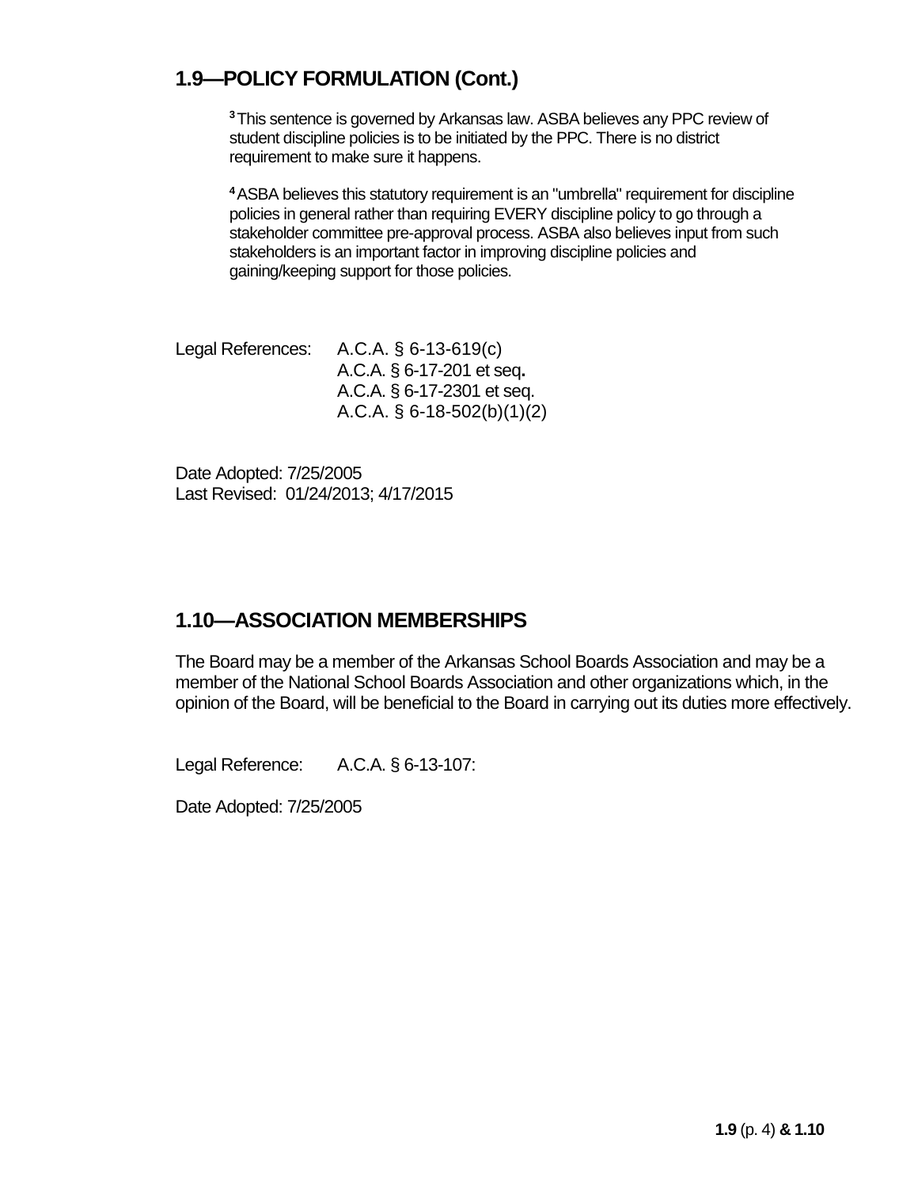## 1.9—POLICY FORMULATION (Cont.)

[3] This sentence is governed by Arkansas law. ASBA believes any PPC review of student discipline policies is to be initiated by the PPC. There is no district requirement to make sure it happens.

[4] ASBA believes this statutory requirement is an "umbrella" requirement for discipline policies in general rather than requiring EVERY discipline policy to go through a stakeholder committee pre-approval process. ASBA also believes input from such stakeholders is an important factor in improving discipline policies and gaining/keeping support for those policies.

Legal References: A.C.A. § 6-13-619(c)
A.C.A. § 6-17-201 et seq.
A.C.A. § 6-17-2301 et seq.
A.C.A. § 6-18-502(b)(1)(2)

Date Adopted: 7/25/2005
Last Revised: 01/24/2013; 4/17/2015

## 1.10—ASSOCIATION MEMBERSHIPS

The Board may be a member of the Arkansas School Boards Association and may be a member of the National School Boards Association and other organizations which, in the opinion of the Board, will be beneficial to the Board in carrying out its duties more effectively.

Legal Reference: A.C.A. § 6-13-107:

Date Adopted: 7/25/2005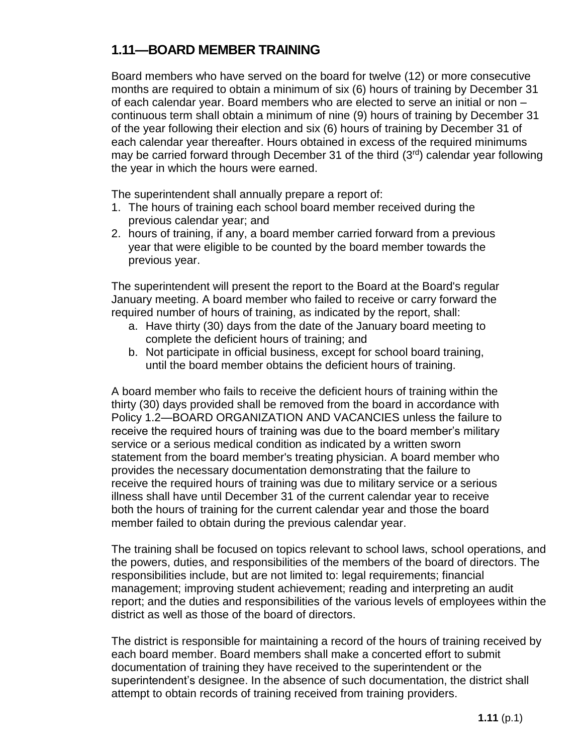## 1.11—BOARD MEMBER TRAINING

Board members who have served on the board for twelve (12) or more consecutive months are required to obtain a minimum of six (6) hours of training by December 31 of each calendar year. Board members who are elected to serve an initial or non – continuous term shall obtain a minimum of nine (9) hours of training by December 31 of the year following their election and six (6) hours of training by December 31 of each calendar year thereafter. Hours obtained in excess of the required minimums may be carried forward through December 31 of the third (3rd) calendar year following the year in which the hours were earned.

The superintendent shall annually prepare a report of:

1. The hours of training each school board member received during the previous calendar year; and
2. hours of training, if any, a board member carried forward from a previous year that were eligible to be counted by the board member towards the previous year.

The superintendent will present the report to the Board at the Board's regular January meeting. A board member who failed to receive or carry forward the required number of hours of training, as indicated by the report, shall:

a. Have thirty (30) days from the date of the January board meeting to complete the deficient hours of training; and
b. Not participate in official business, except for school board training, until the board member obtains the deficient hours of training.

A board member who fails to receive the deficient hours of training within the thirty (30) days provided shall be removed from the board in accordance with Policy 1.2—BOARD ORGANIZATION AND VACANCIES unless the failure to receive the required hours of training was due to the board member's military service or a serious medical condition as indicated by a written sworn statement from the board member's treating physician. A board member who provides the necessary documentation demonstrating that the failure to receive the required hours of training was due to military service or a serious illness shall have until December 31 of the current calendar year to receive both the hours of training for the current calendar year and those the board member failed to obtain during the previous calendar year.

The training shall be focused on topics relevant to school laws, school operations, and the powers, duties, and responsibilities of the members of the board of directors. The responsibilities include, but are not limited to: legal requirements; financial management; improving student achievement; reading and interpreting an audit report; and the duties and responsibilities of the various levels of employees within the district as well as those of the board of directors.

The district is responsible for maintaining a record of the hours of training received by each board member. Board members shall make a concerted effort to submit documentation of training they have received to the superintendent or the superintendent's designee. In the absence of such documentation, the district shall attempt to obtain records of training received from training providers.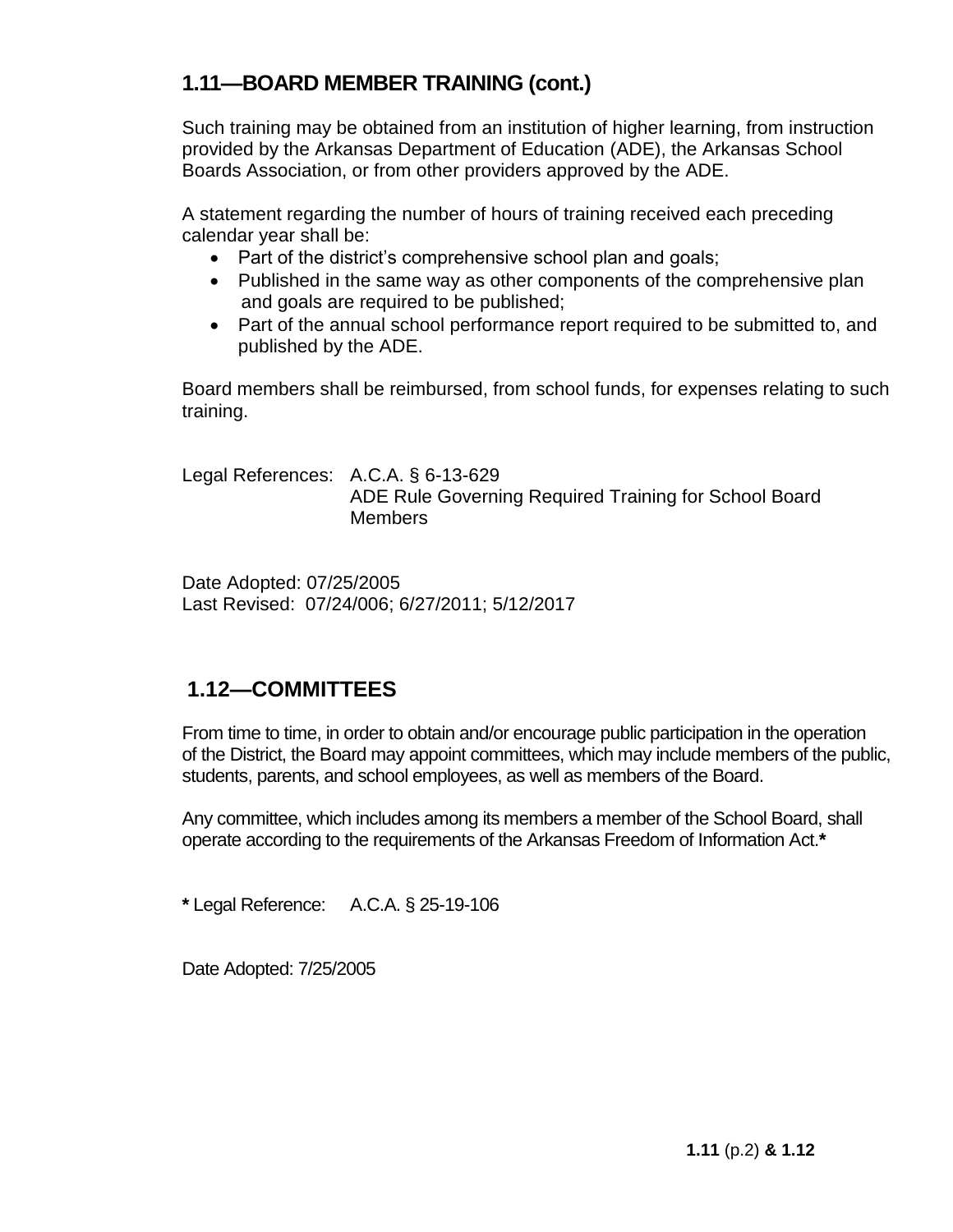## 1.11—BOARD MEMBER TRAINING (cont.)

Such training may be obtained from an institution of higher learning, from instruction provided by the Arkansas Department of Education (ADE), the Arkansas School Boards Association, or from other providers approved by the ADE.

A statement regarding the number of hours of training received each preceding calendar year shall be:

- Part of the district's comprehensive school plan and goals;
- Published in the same way as other components of the comprehensive plan and goals are required to be published;
- Part of the annual school performance report required to be submitted to, and published by the ADE.

Board members shall be reimbursed, from school funds, for expenses relating to such training.

Legal References: A.C.A. § 6-13-629
ADE Rule Governing Required Training for School Board Members

Date Adopted: 07/25/2005
Last Revised: 07/24/006; 6/27/2011; 5/12/2017

## 1.12—COMMITTEES

From time to time, in order to obtain and/or encourage public participation in the operation of the District, the Board may appoint committees, which may include members of the public, students, parents, and school employees, as well as members of the Board.

Any committee, which includes among its members a member of the School Board, shall operate according to the requirements of the Arkansas Freedom of Information Act.*

* Legal Reference: A.C.A. § 25-19-106

Date Adopted: 7/25/2005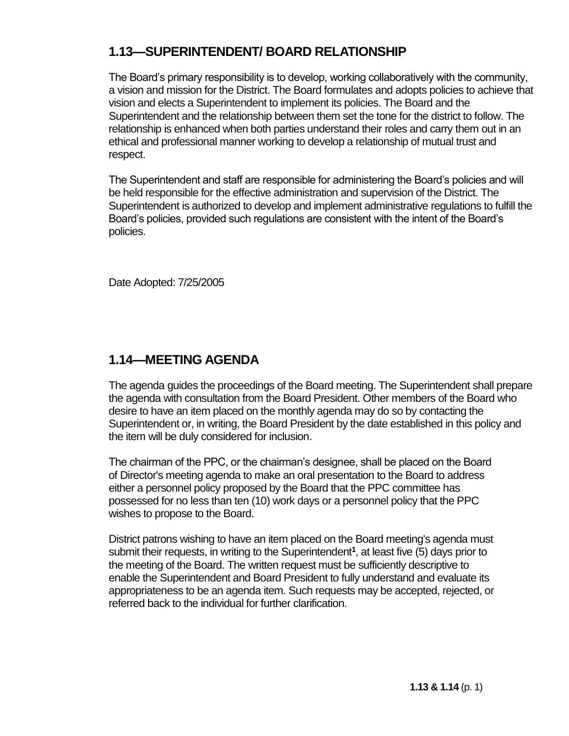## 1.13—SUPERINTENDENT/ BOARD RELATIONSHIP

The Board's primary responsibility is to develop, working collaboratively with the community, a vision and mission for the District. The Board formulates and adopts policies to achieve that vision and elects a Superintendent to implement its policies. The Board and the Superintendent and the relationship between them set the tone for the district to follow. The relationship is enhanced when both parties understand their roles and carry them out in an ethical and professional manner working to develop a relationship of mutual trust and respect.

The Superintendent and staff are responsible for administering the Board's policies and will be held responsible for the effective administration and supervision of the District. The Superintendent is authorized to develop and implement administrative regulations to fulfill the Board's policies, provided such regulations are consistent with the intent of the Board's policies.

Date Adopted: 7/25/2005

## 1.14—MEETING AGENDA

The agenda guides the proceedings of the Board meeting. The Superintendent shall prepare the agenda with consultation from the Board President. Other members of the Board who desire to have an item placed on the monthly agenda may do so by contacting the Superintendent or, in writing, the Board President by the date established in this policy and the item will be duly considered for inclusion.

The chairman of the PPC, or the chairman's designee, shall be placed on the Board of Director's meeting agenda to make an oral presentation to the Board to address either a personnel policy proposed by the Board that the PPC committee has possessed for no less than ten (10) work days or a personnel policy that the PPC wishes to propose to the Board.

District patrons wishing to have an item placed on the Board meeting's agenda must submit their requests, in writing to the Superintendent[1], at least five (5) days prior to the meeting of the Board. The written request must be sufficiently descriptive to enable the Superintendent and Board President to fully understand and evaluate its appropriateness to be an agenda item. Such requests may be accepted, rejected, or referred back to the individual for further clarification.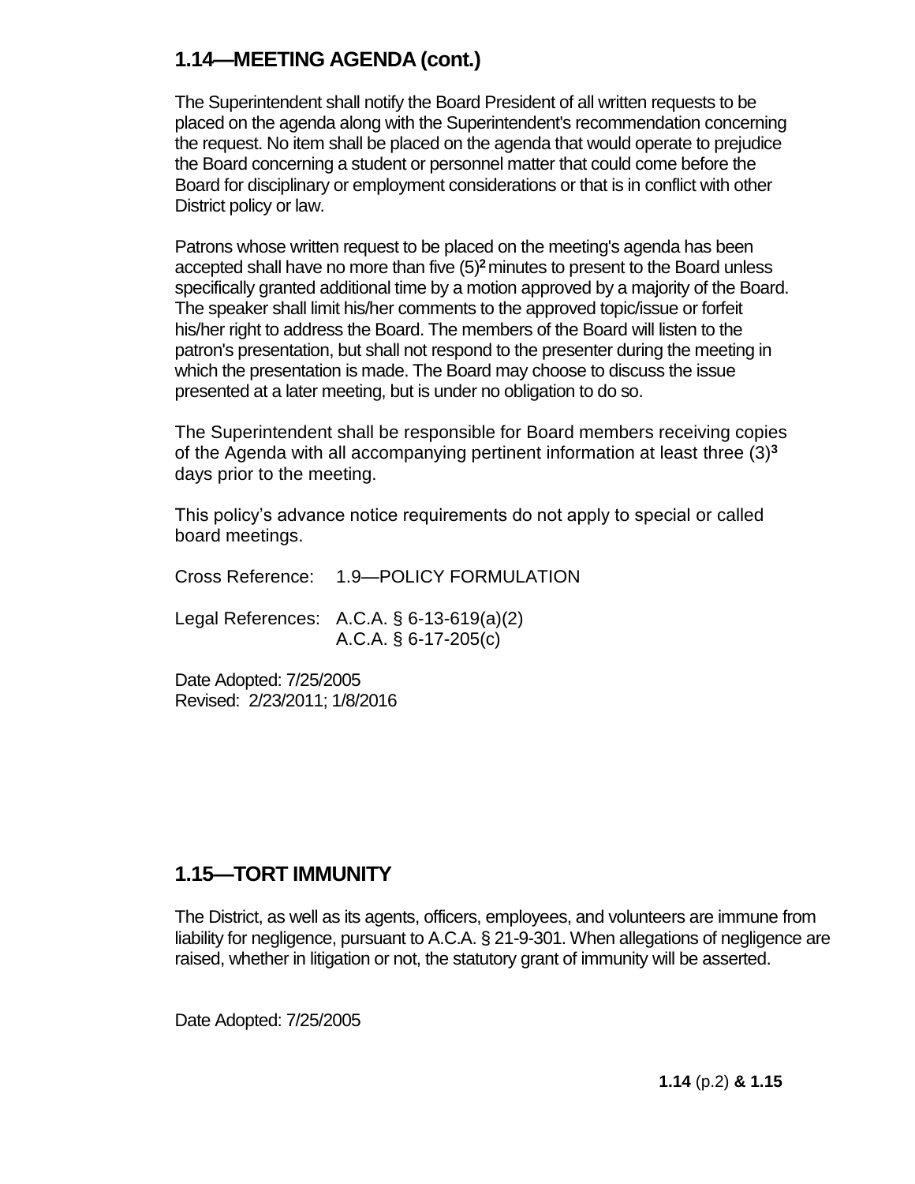## 1.14—MEETING AGENDA (cont.)

The Superintendent shall notify the Board President of all written requests to be placed on the agenda along with the Superintendent's recommendation concerning the request. No item shall be placed on the agenda that would operate to prejudice the Board concerning a student or personnel matter that could come before the Board for disciplinary or employment considerations or that is in conflict with other District policy or law.

Patrons whose written request to be placed on the meeting's agenda has been accepted shall have no more than five (5)[2] minutes to present to the Board unless specifically granted additional time by a motion approved by a majority of the Board. The speaker shall limit his/her comments to the approved topic/issue or forfeit his/her right to address the Board. The members of the Board will listen to the patron's presentation, but shall not respond to the presenter during the meeting in which the presentation is made. The Board may choose to discuss the issue presented at a later meeting, but is under no obligation to do so.

The Superintendent shall be responsible for Board members receiving copies of the Agenda with all accompanying pertinent information at least three (3)[3] days prior to the meeting.

This policy's advance notice requirements do not apply to special or called board meetings.

Cross Reference: 1.9—POLICY FORMULATION

Legal References: A.C.A. § 6-13-619(a)(2)
A.C.A. § 6-17-205(c)

Date Adopted: 7/25/2005
Revised: 2/23/2011; 1/8/2016

## 1.15—TORT IMMUNITY

The District, as well as its agents, officers, employees, and volunteers are immune from liability for negligence, pursuant to A.C.A. § 21-9-301. When allegations of negligence are raised, whether in litigation or not, the statutory grant of immunity will be asserted.

Date Adopted: 7/25/2005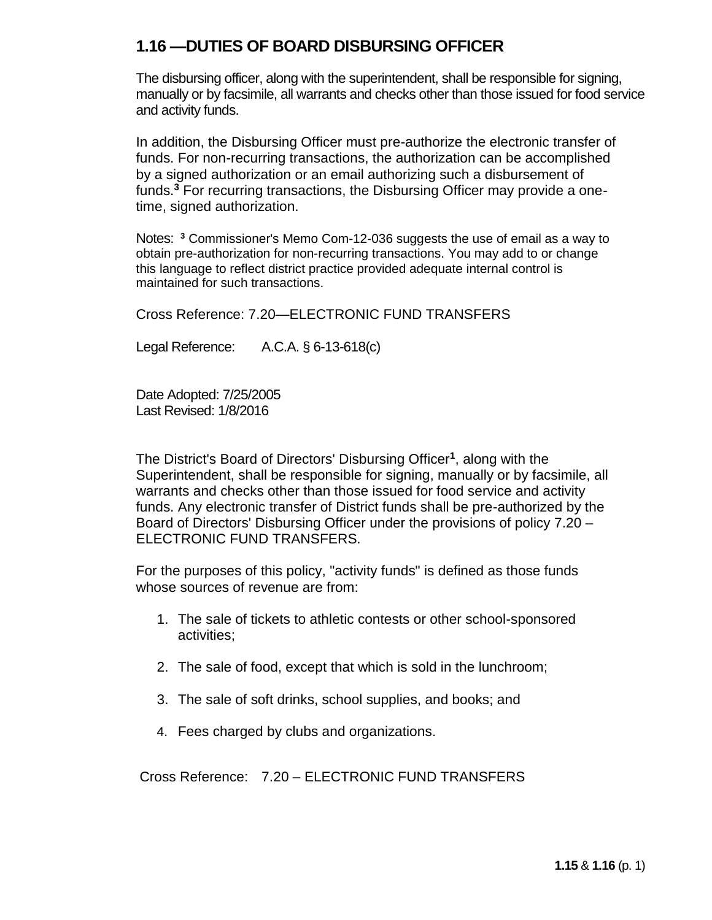## 1.16 —DUTIES OF BOARD DISBURSING OFFICER

The disbursing officer, along with the superintendent, shall be responsible for signing, manually or by facsimile, all warrants and checks other than those issued for food service and activity funds.

In addition, the Disbursing Officer must pre-authorize the electronic transfer of funds. For non-recurring transactions, the authorization can be accomplished by a signed authorization or an email authorizing such a disbursement of funds.[3] For recurring transactions, the Disbursing Officer may provide a one-time, signed authorization.

Notes: [3] Commissioner's Memo Com-12-036 suggests the use of email as a way to obtain pre-authorization for non-recurring transactions. You may add to or change this language to reflect district practice provided adequate internal control is maintained for such transactions.

Cross Reference: 7.20—ELECTRONIC FUND TRANSFERS

Legal Reference: A.C.A. § 6-13-618(c)

Date Adopted: 7/25/2005
Last Revised: 1/8/2016

The District's Board of Directors' Disbursing Officer[1], along with the Superintendent, shall be responsible for signing, manually or by facsimile, all warrants and checks other than those issued for food service and activity funds. Any electronic transfer of District funds shall be pre-authorized by the Board of Directors' Disbursing Officer under the provisions of policy 7.20 – ELECTRONIC FUND TRANSFERS.

For the purposes of this policy, "activity funds" is defined as those funds whose sources of revenue are from:

1. The sale of tickets to athletic contests or other school-sponsored activities;
2. The sale of food, except that which is sold in the lunchroom;
3. The sale of soft drinks, school supplies, and books; and
4. Fees charged by clubs and organizations.

Cross Reference: 7.20 – ELECTRONIC FUND TRANSFERS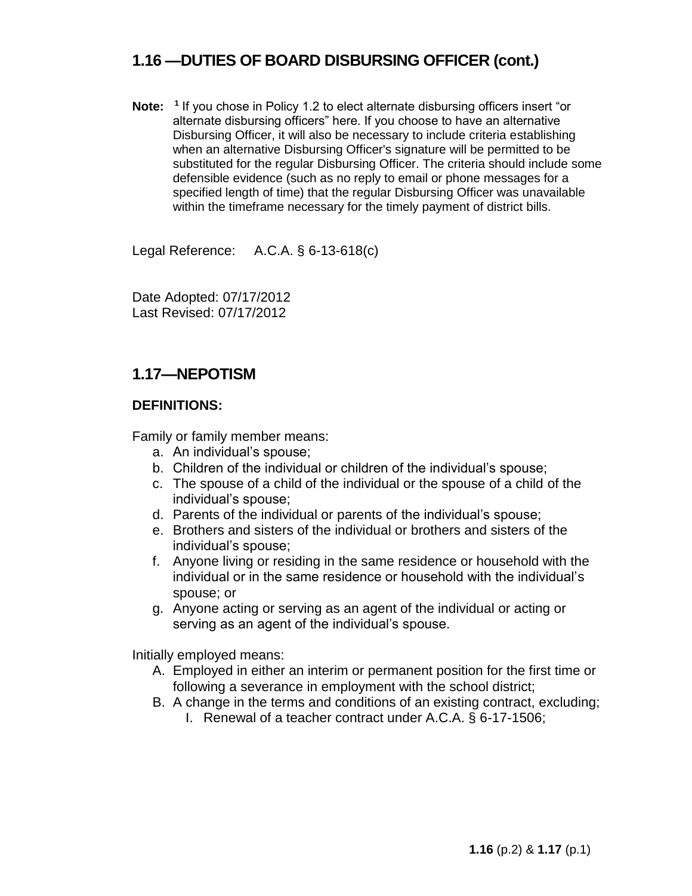## 1.16 —DUTIES OF BOARD DISBURSING OFFICER (cont.)

**Note:** [1] If you chose in Policy 1.2 to elect alternate disbursing officers insert "or alternate disbursing officers" here. If you choose to have an alternative Disbursing Officer, it will also be necessary to include criteria establishing when an alternative Disbursing Officer's signature will be permitted to be substituted for the regular Disbursing Officer. The criteria should include some defensible evidence (such as no reply to email or phone messages for a specified length of time) that the regular Disbursing Officer was unavailable within the timeframe necessary for the timely payment of district bills.

Legal Reference: A.C.A. § 6-13-618(c)

Date Adopted: 07/17/2012
Last Revised: 07/17/2012

## 1.17—NEPOTISM

**DEFINITIONS:**

Family or family member means:

a. An individual's spouse;
b. Children of the individual or children of the individual's spouse;
c. The spouse of a child of the individual or the spouse of a child of the individual's spouse;
d. Parents of the individual or parents of the individual's spouse;
e. Brothers and sisters of the individual or brothers and sisters of the individual's spouse;
f. Anyone living or residing in the same residence or household with the individual or in the same residence or household with the individual's spouse; or
g. Anyone acting or serving as an agent of the individual or acting or serving as an agent of the individual's spouse.

Initially employed means:

A. Employed in either an interim or permanent position for the first time or following a severance in employment with the school district;
B. A change in the terms and conditions of an existing contract, excluding;
    I. Renewal of a teacher contract under A.C.A. § 6-17-1506;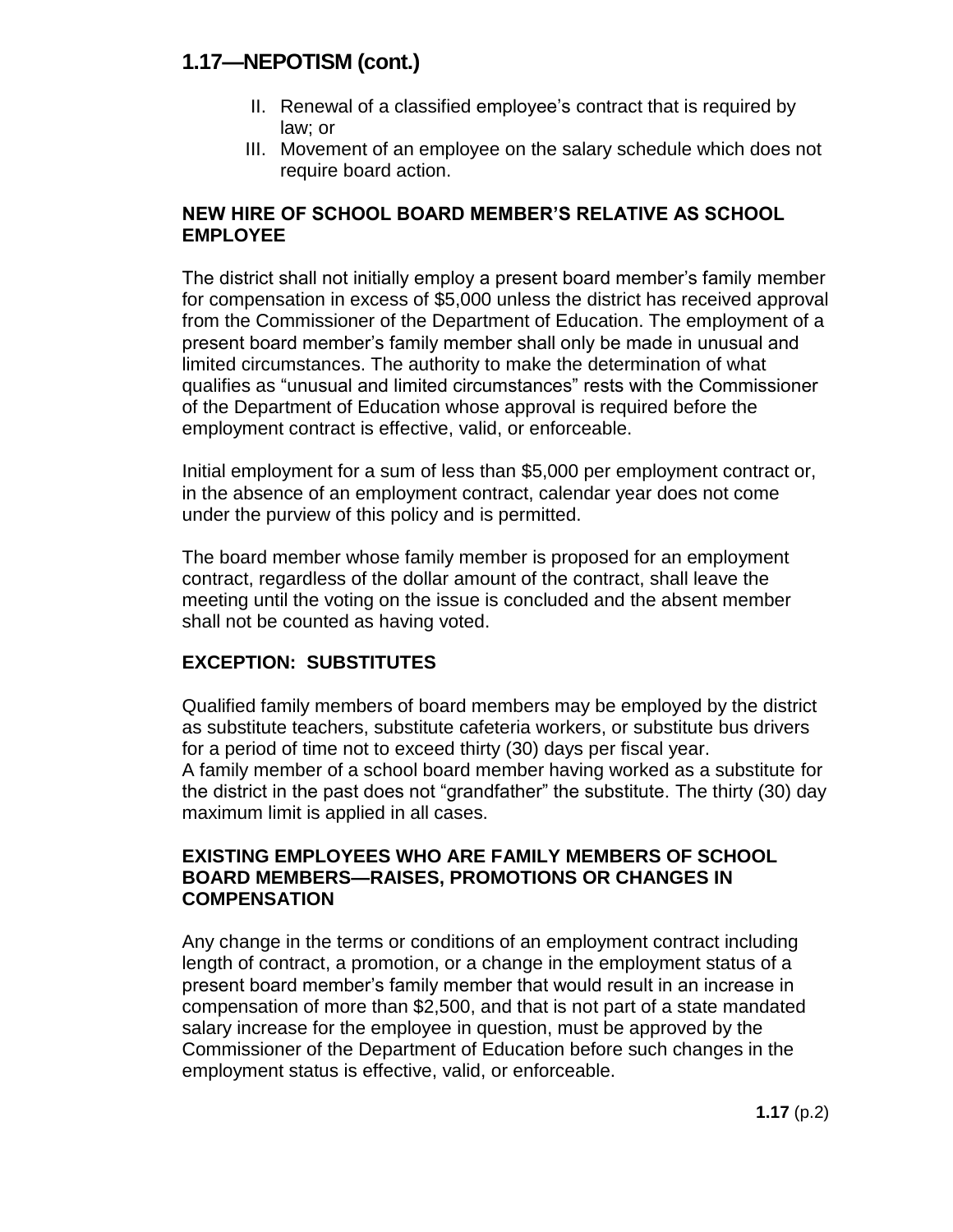## 1.17—NEPOTISM (cont.)

II. Renewal of a classified employee's contract that is required by law; or
III. Movement of an employee on the salary schedule which does not require board action.

**NEW HIRE OF SCHOOL BOARD MEMBER'S RELATIVE AS SCHOOL EMPLOYEE**

The district shall not initially employ a present board member's family member for compensation in excess of $5,000 unless the district has received approval from the Commissioner of the Department of Education. The employment of a present board member's family member shall only be made in unusual and limited circumstances. The authority to make the determination of what qualifies as "unusual and limited circumstances" rests with the Commissioner of the Department of Education whose approval is required before the employment contract is effective, valid, or enforceable.

Initial employment for a sum of less than $5,000 per employment contract or, in the absence of an employment contract, calendar year does not come under the purview of this policy and is permitted.

The board member whose family member is proposed for an employment contract, regardless of the dollar amount of the contract, shall leave the meeting until the voting on the issue is concluded and the absent member shall not be counted as having voted.

**EXCEPTION: SUBSTITUTES**

Qualified family members of board members may be employed by the district as substitute teachers, substitute cafeteria workers, or substitute bus drivers for a period of time not to exceed thirty (30) days per fiscal year.
A family member of a school board member having worked as a substitute for the district in the past does not "grandfather" the substitute. The thirty (30) day maximum limit is applied in all cases.

**EXISTING EMPLOYEES WHO ARE FAMILY MEMBERS OF SCHOOL BOARD MEMBERS—RAISES, PROMOTIONS OR CHANGES IN COMPENSATION**

Any change in the terms or conditions of an employment contract including length of contract, a promotion, or a change in the employment status of a present board member's family member that would result in an increase in compensation of more than $2,500, and that is not part of a state mandated salary increase for the employee in question, must be approved by the Commissioner of the Department of Education before such changes in the employment status is effective, valid, or enforceable.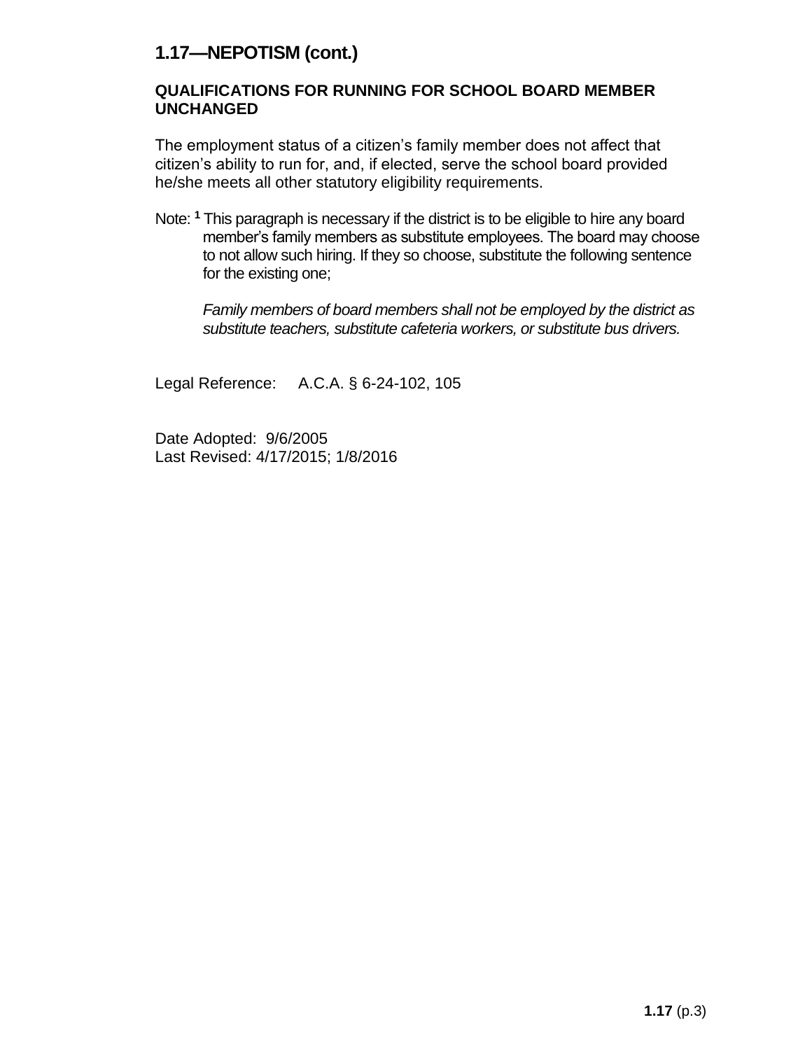# 1.17—NEPOTISM (cont.)

**QUALIFICATIONS FOR RUNNING FOR SCHOOL BOARD MEMBER UNCHANGED**

The employment status of a citizen's family member does not affect that citizen's ability to run for, and, if elected, serve the school board provided he/she meets all other statutory eligibility requirements.

Note: [1] This paragraph is necessary if the district is to be eligible to hire any board member's family members as substitute employees. The board may choose to not allow such hiring. If they so choose, substitute the following sentence for the existing one;

*Family members of board members shall not be employed by the district as substitute teachers, substitute cafeteria workers, or substitute bus drivers.*

Legal Reference: A.C.A. § 6-24-102, 105

Date Adopted: 9/6/2005
Last Revised: 4/17/2015; 1/8/2016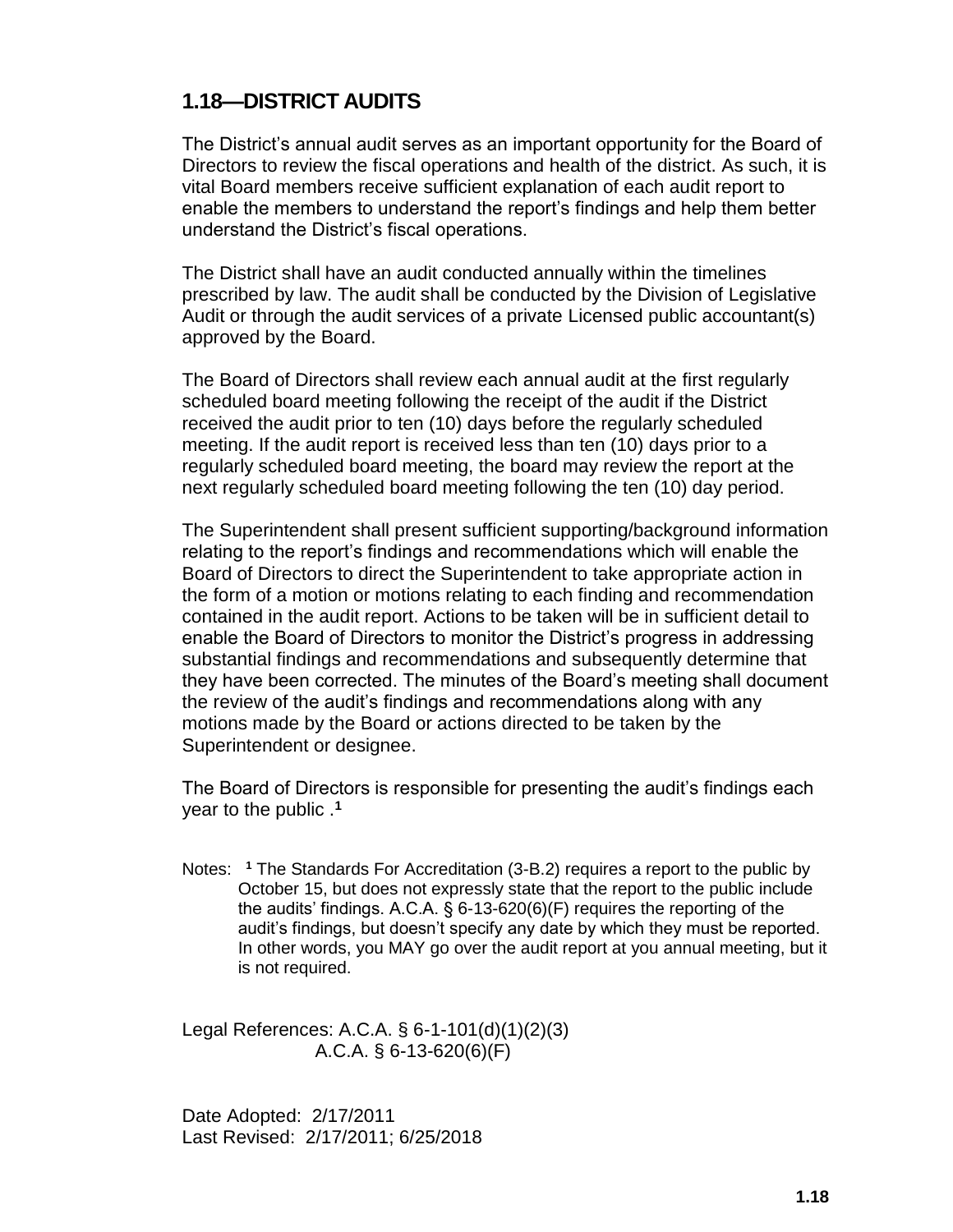## 1.18—DISTRICT AUDITS

The District's annual audit serves as an important opportunity for the Board of Directors to review the fiscal operations and health of the district. As such, it is vital Board members receive sufficient explanation of each audit report to enable the members to understand the report's findings and help them better understand the District's fiscal operations.

The District shall have an audit conducted annually within the timelines prescribed by law. The audit shall be conducted by the Division of Legislative Audit or through the audit services of a private Licensed public accountant(s) approved by the Board.

The Board of Directors shall review each annual audit at the first regularly scheduled board meeting following the receipt of the audit if the District received the audit prior to ten (10) days before the regularly scheduled meeting. If the audit report is received less than ten (10) days prior to a regularly scheduled board meeting, the board may review the report at the next regularly scheduled board meeting following the ten (10) day period.

The Superintendent shall present sufficient supporting/background information relating to the report's findings and recommendations which will enable the Board of Directors to direct the Superintendent to take appropriate action in the form of a motion or motions relating to each finding and recommendation contained in the audit report. Actions to be taken will be in sufficient detail to enable the Board of Directors to monitor the District's progress in addressing substantial findings and recommendations and subsequently determine that they have been corrected. The minutes of the Board's meeting shall document the review of the audit's findings and recommendations along with any motions made by the Board or actions directed to be taken by the Superintendent or designee.

The Board of Directors is responsible for presenting the audit's findings each year to the public .[1]

Notes: [1] The Standards For Accreditation (3-B.2) requires a report to the public by October 15, but does not expressly state that the report to the public include the audits' findings. A.C.A. § 6-13-620(6)(F) requires the reporting of the audit's findings, but doesn't specify any date by which they must be reported. In other words, you MAY go over the audit report at you annual meeting, but it is not required.

Legal References: A.C.A. § 6-1-101(d)(1)(2)(3)
A.C.A. § 6-13-620(6)(F)

Date Adopted: 2/17/2011
Last Revised: 2/17/2011; 6/25/2018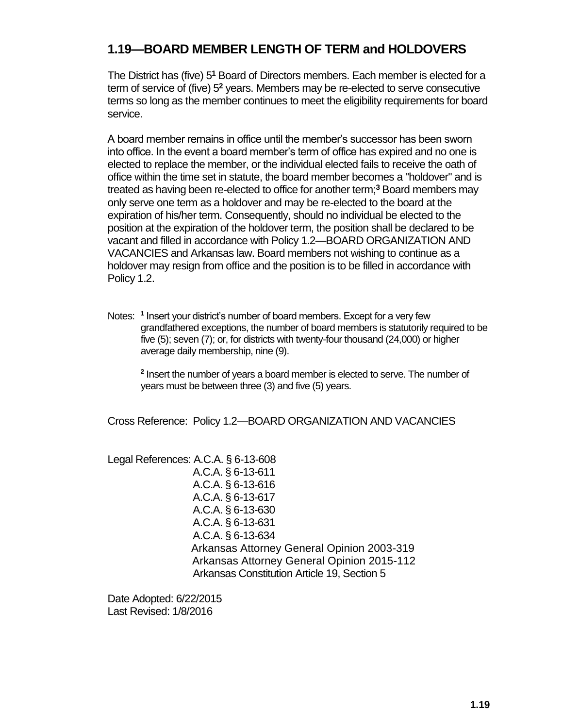## 1.19—BOARD MEMBER LENGTH OF TERM and HOLDOVERS

The District has (five) 5[1] Board of Directors members. Each member is elected for a term of service of (five) 5[2] years. Members may be re-elected to serve consecutive terms so long as the member continues to meet the eligibility requirements for board service.

A board member remains in office until the member's successor has been sworn into office. In the event a board member's term of office has expired and no one is elected to replace the member, or the individual elected fails to receive the oath of office within the time set in statute, the board member becomes a "holdover" and is treated as having been re-elected to office for another term;[3] Board members may only serve one term as a holdover and may be re-elected to the board at the expiration of his/her term. Consequently, should no individual be elected to the position at the expiration of the holdover term, the position shall be declared to be vacant and filled in accordance with Policy 1.2—BOARD ORGANIZATION AND VACANCIES and Arkansas law. Board members not wishing to continue as a holdover may resign from office and the position is to be filled in accordance with Policy 1.2.

Notes: [1] Insert your district's number of board members. Except for a very few grandfathered exceptions, the number of board members is statutorily required to be five (5); seven (7); or, for districts with twenty-four thousand (24,000) or higher average daily membership, nine (9).

[2] Insert the number of years a board member is elected to serve. The number of years must be between three (3) and five (5) years.

Cross Reference: Policy 1.2—BOARD ORGANIZATION AND VACANCIES

Legal References: A.C.A. § 6-13-608
A.C.A. § 6-13-611
A.C.A. § 6-13-616
A.C.A. § 6-13-617
A.C.A. § 6-13-630
A.C.A. § 6-13-631
A.C.A. § 6-13-634
Arkansas Attorney General Opinion 2003-319
Arkansas Attorney General Opinion 2015-112
Arkansas Constitution Article 19, Section 5

Date Adopted: 6/22/2015
Last Revised: 1/8/2016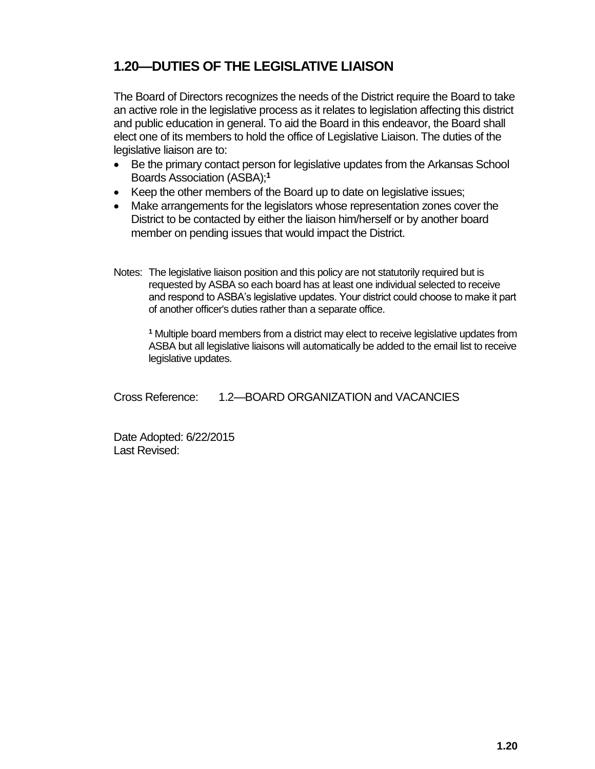## 1.20—DUTIES OF THE LEGISLATIVE LIAISON

The Board of Directors recognizes the needs of the District require the Board to take an active role in the legislative process as it relates to legislation affecting this district and public education in general. To aid the Board in this endeavor, the Board shall elect one of its members to hold the office of Legislative Liaison. The duties of the legislative liaison are to:

- Be the primary contact person for legislative updates from the Arkansas School Boards Association (ASBA);[1]
- Keep the other members of the Board up to date on legislative issues;
- Make arrangements for the legislators whose representation zones cover the District to be contacted by either the liaison him/herself or by another board member on pending issues that would impact the District.

Notes: The legislative liaison position and this policy are not statutorily required but is requested by ASBA so each board has at least one individual selected to receive and respond to ASBA's legislative updates. Your district could choose to make it part of another officer's duties rather than a separate office.

[1] Multiple board members from a district may elect to receive legislative updates from ASBA but all legislative liaisons will automatically be added to the email list to receive legislative updates.

Cross Reference: 1.2—BOARD ORGANIZATION and VACANCIES

Date Adopted: 6/22/2015
Last Revised: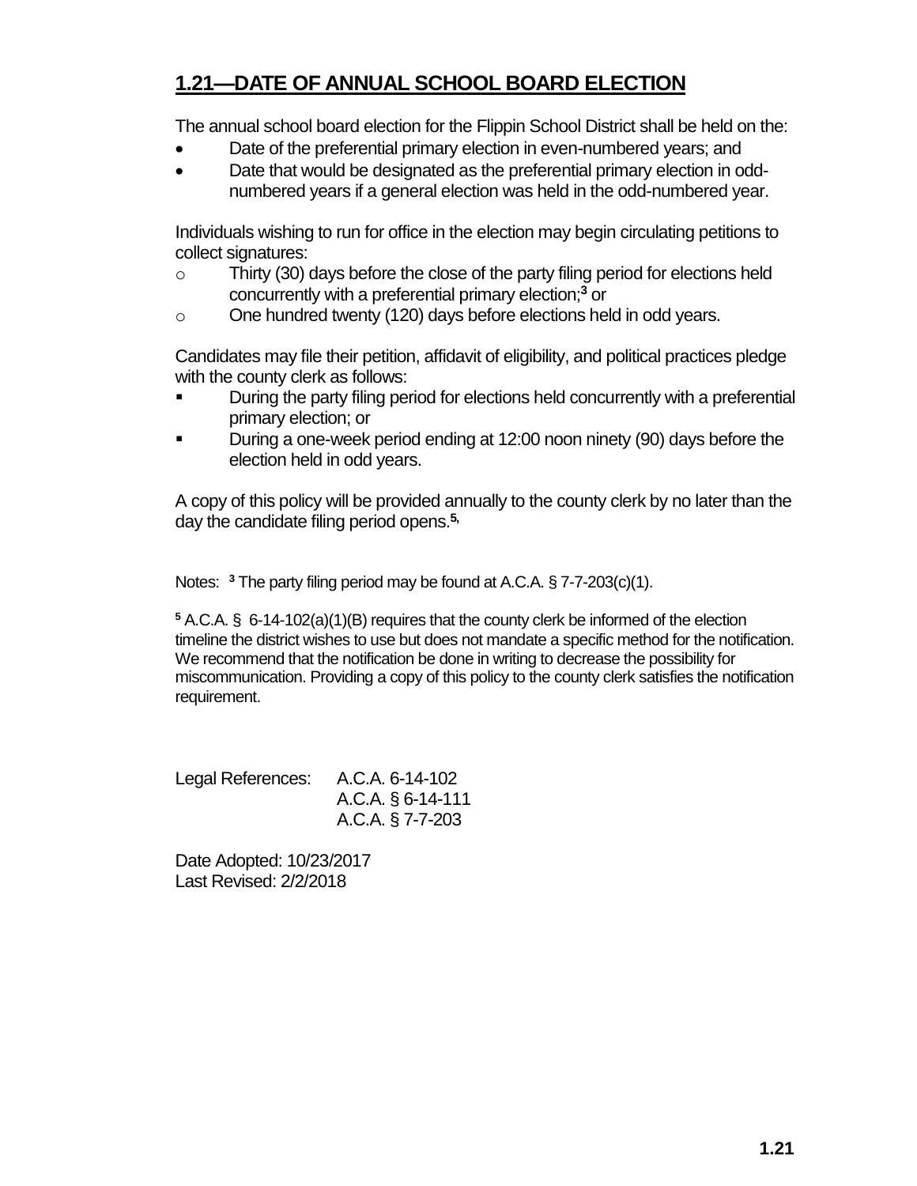## 1.21—DATE OF ANNUAL SCHOOL BOARD ELECTION

The annual school board election for the Flippin School District shall be held on the:

- Date of the preferential primary election in even-numbered years; and
- Date that would be designated as the preferential primary election in odd-numbered years if a general election was held in the odd-numbered year.

Individuals wishing to run for office in the election may begin circulating petitions to collect signatures:

- Thirty (30) days before the close of the party filing period for elections held concurrently with a preferential primary election;[3] or
- One hundred twenty (120) days before elections held in odd years.

Candidates may file their petition, affidavit of eligibility, and political practices pledge with the county clerk as follows:

- During the party filing period for elections held concurrently with a preferential primary election; or
- During a one-week period ending at 12:00 noon ninety (90) days before the election held in odd years.

A copy of this policy will be provided annually to the county clerk by no later than the day the candidate filing period opens.[5,]

Notes: [3] The party filing period may be found at A.C.A. § 7-7-203(c)(1).

[5] A.C.A. § 6-14-102(a)(1)(B) requires that the county clerk be informed of the election timeline the district wishes to use but does not mandate a specific method for the notification. We recommend that the notification be done in writing to decrease the possibility for miscommunication. Providing a copy of this policy to the county clerk satisfies the notification requirement.

Legal References: A.C.A. 6-14-102
A.C.A. § 6-14-111
A.C.A. § 7-7-203

Date Adopted: 10/23/2017
Last Revised: 2/2/2018